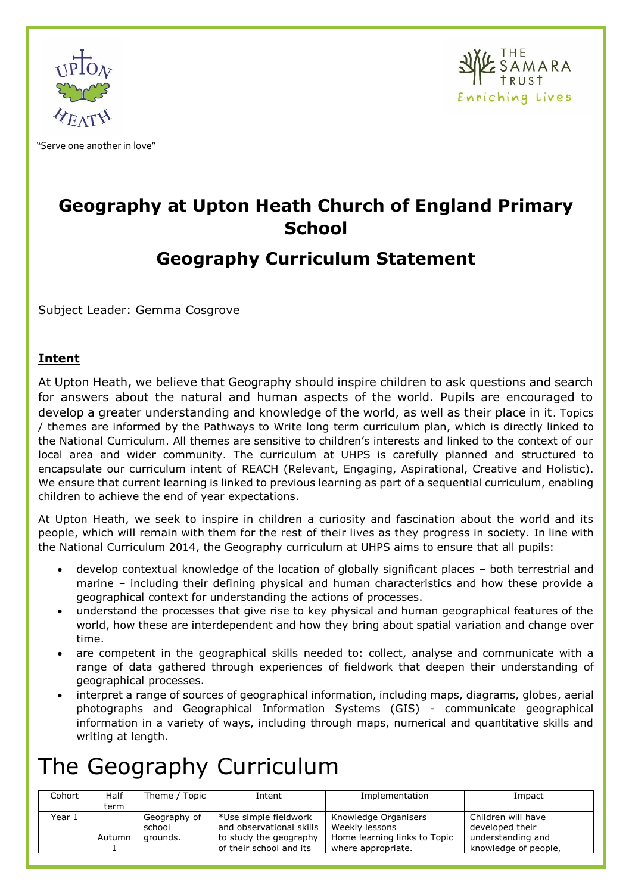"Serve one another in love"

# Geography at Upton Heath Church of England Primary School

## Geography Curriculum Statement

Subject Leader: Gemma Cosgrove

### **Intent**

At Upton Heath, we believe that Geography should inspire children to ask questions and search for answers about the natural and human aspects of the world. Pupils are encouraged to develop a greater understanding and knowledge of the world, as well as their place in it. Topics / themes are informed by the Pathways to Write long term curriculum plan, which is directly linked to the National Curriculum. All themes are sensitive to children's interests and linked to the context of our local area and wider community. The curriculum at UHPS is carefully planned and structured to encapsulate our curriculum intent of REACH (Relevant, Engaging, Aspirational, Creative and Holistic). We ensure that current learning is linked to previous learning as part of a sequential curriculum, enabling children to achieve the end of year expectations.

At Upton Heath, we seek to inspire in children a curiosity and fascination about the world and its people, which will remain with them for the rest of their lives as they progress in society. In line with the National Curriculum 2014, the Geography curriculum at UHPS aims to ensure that all pupils:

- develop contextual knowledge of the location of globally significant places – both terrestrial and marine – including their defining physical and human characteristics and how these provide a geographical context for understanding the actions of processes.
- understand the processes that give rise to key physical and human geographical features of the world, how these are interdependent and how they bring about spatial variation and change over time.
- are competent in the geographical skills needed to: collect, analyse and communicate with a range of data gathered through experiences of fieldwork that deepen their understanding of geographical processes.
- interpret a range of sources of geographical information, including maps, diagrams, globes, aerial photographs and Geographical Information Systems (GIS) - communicate geographical information in a variety of ways, including through maps, numerical and quantitative skills and writing at length.

# The Geography Curriculum

| Cohort | Half term | Theme / Topic | Intent | Implementation | Impact |
|---|---|---|---|---|---|
| Year 1 | Autumn 1 | Geography of school grounds. | *Use simple fieldwork and observational skills to study the geography of their school and its | Knowledge Organisers<br>Weekly lessons<br>Home learning links to Topic where appropriate. | Children will have developed their understanding and knowledge of people, |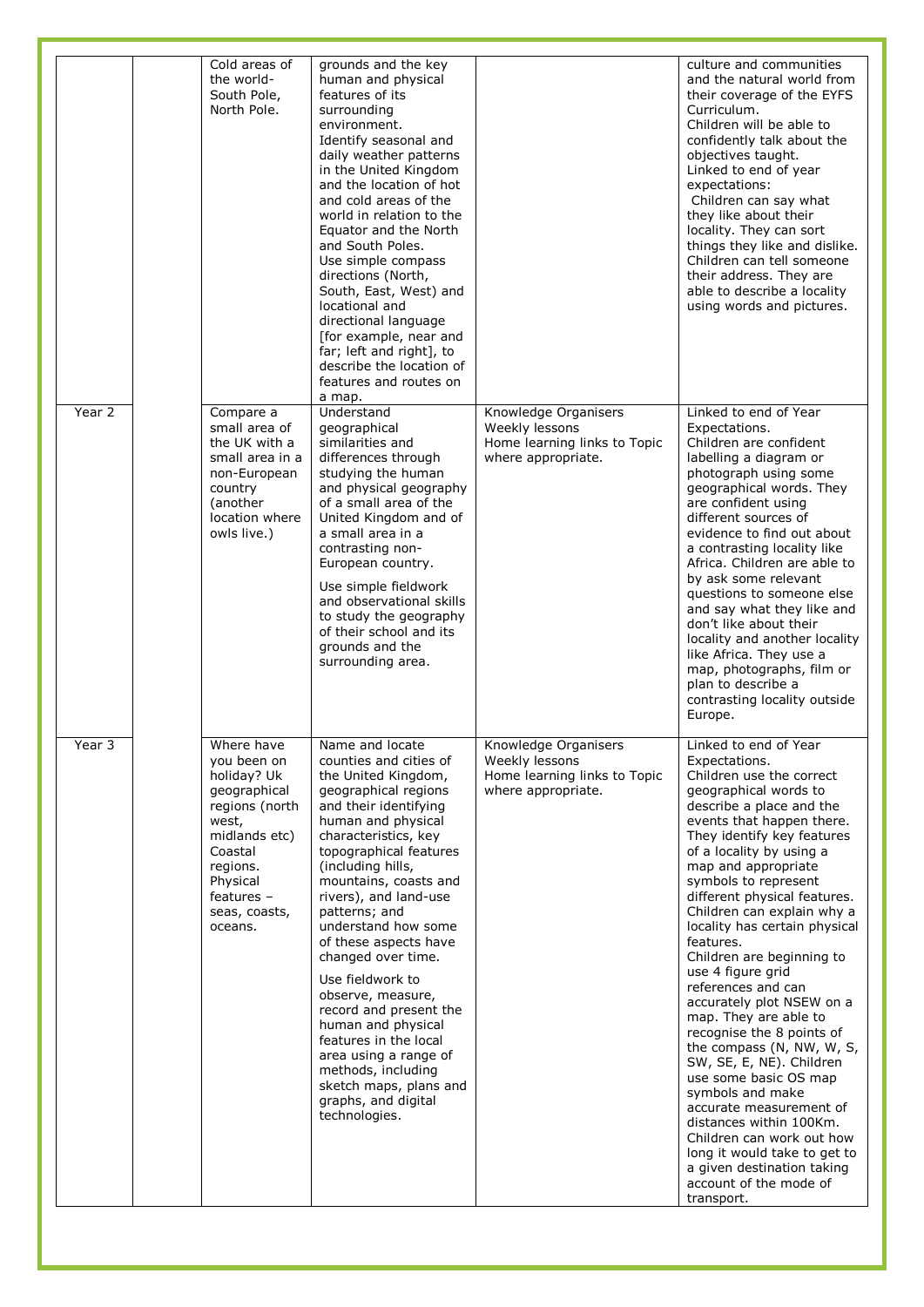| | | | | | |
|---|---|---|---|---|---|
| | | Cold areas of the world- South Pole, North Pole. | grounds and the key human and physical features of its surrounding environment. Identify seasonal and daily weather patterns in the United Kingdom and the location of hot and cold areas of the world in relation to the Equator and the North and South Poles. Use simple compass directions (North, South, East, West) and locational and directional language [for example, near and far; left and right], to describe the location of features and routes on a map. | | culture and communities and the natural world from their coverage of the EYFS Curriculum. Children will be able to confidently talk about the objectives taught. Linked to end of year expectations: Children can say what they like about their locality. They can sort things they like and dislike. Children can tell someone their address. They are able to describe a locality using words and pictures. |
| Year 2 | | Compare a small area of the UK with a small area in a non-European country (another location where owls live.) | Understand geographical similarities and differences through studying the human and physical geography of a small area of the United Kingdom and of a small area in a contrasting non-European country. Use simple fieldwork and observational skills to study the geography of their school and its grounds and the surrounding area. | Knowledge Organisers Weekly lessons Home learning links to Topic where appropriate. | Linked to end of Year Expectations. Children are confident labelling a diagram or photograph using some geographical words. They are confident using different sources of evidence to find out about a contrasting locality like Africa. Children are able to by ask some relevant questions to someone else and say what they like and don't like about their locality and another locality like Africa. They use a map, photographs, film or plan to describe a contrasting locality outside Europe. |
| Year 3 | | Where have you been on holiday? Uk geographical regions (north west, midlands etc) Coastal regions. Physical features – seas, coasts, oceans. | Name and locate counties and cities of the United Kingdom, geographical regions and their identifying human and physical characteristics, key topographical features (including hills, mountains, coasts and rivers), and land-use patterns; and understand how some of these aspects have changed over time. Use fieldwork to observe, measure, record and present the human and physical features in the local area using a range of methods, including sketch maps, plans and graphs, and digital technologies. | Knowledge Organisers Weekly lessons Home learning links to Topic where appropriate. | Linked to end of Year Expectations. Children use the correct geographical words to describe a place and the events that happen there. They identify key features of a locality by using a map and appropriate symbols to represent different physical features. Children can explain why a locality has certain physical features. Children are beginning to use 4 figure grid references and can accurately plot NSEW on a map. They are able to recognise the 8 points of the compass (N, NW, W, S, SW, SE, E, NE). Children use some basic OS map symbols and make accurate measurement of distances within 100Km. Children can work out how long it would take to get to a given destination taking account of the mode of transport. |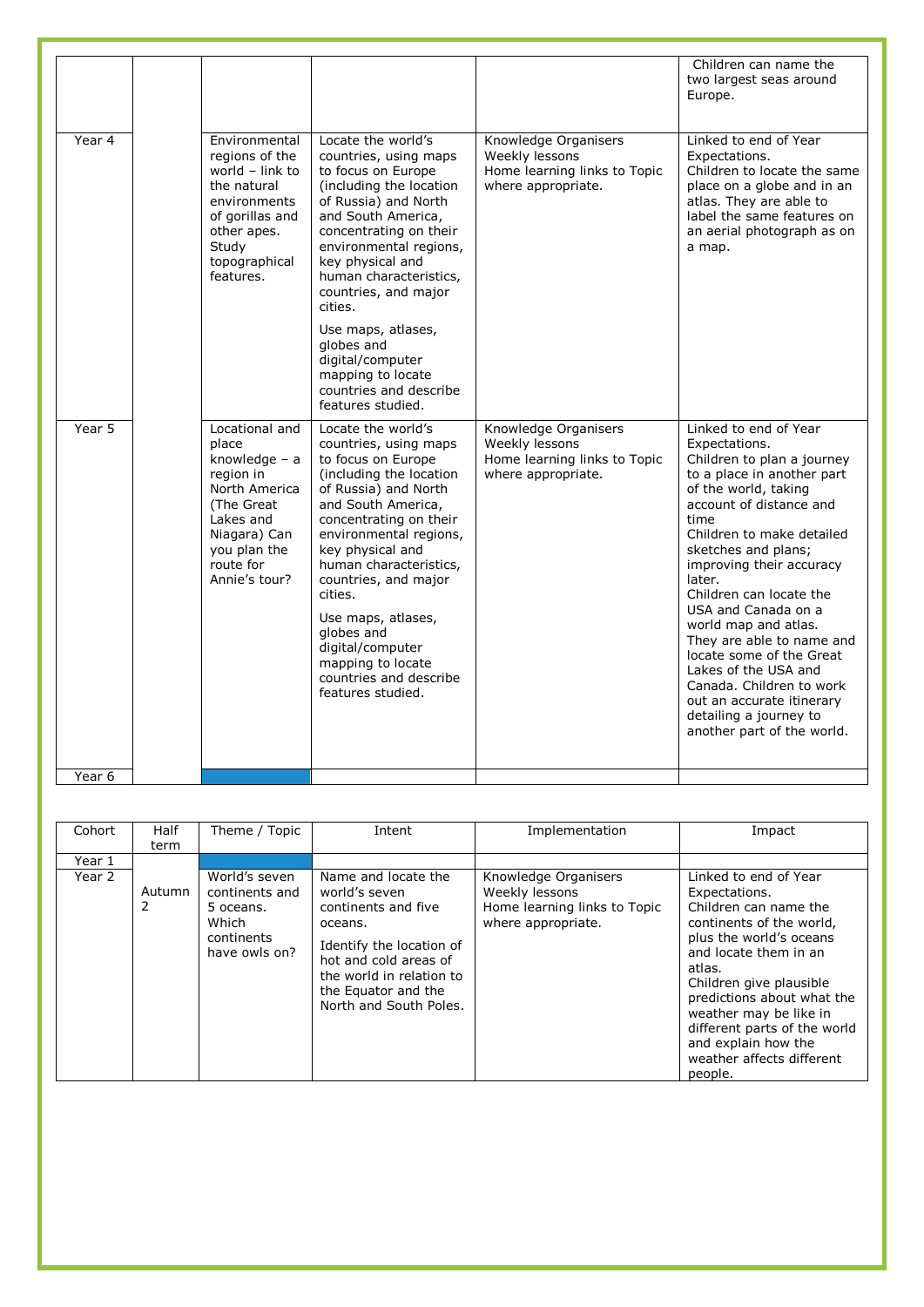| | | | | | |
|---|---|---|---|---|---|
| | | | | | Children can name the two largest seas around Europe. |
| Year 4 | | Environmental regions of the world – link to the natural environments of gorillas and other apes. Study topographical features. | Locate the world's countries, using maps to focus on Europe (including the location of Russia) and North and South America, concentrating on their environmental regions, key physical and human characteristics, countries, and major cities.<br><br>Use maps, atlases, globes and digital/computer mapping to locate countries and describe features studied. | Knowledge Organisers<br>Weekly lessons<br>Home learning links to Topic where appropriate. | Linked to end of Year Expectations.<br>Children to locate the same place on a globe and in an atlas. They are able to label the same features on an aerial photograph as on a map. |
| Year 5 | | Locational and place knowledge – a region in North America (The Great Lakes and Niagara) Can you plan the route for Annie's tour? | Locate the world's countries, using maps to focus on Europe (including the location of Russia) and North and South America, concentrating on their environmental regions, key physical and human characteristics, countries, and major cities.<br><br>Use maps, atlases, globes and digital/computer mapping to locate countries and describe features studied. | Knowledge Organisers<br>Weekly lessons<br>Home learning links to Topic where appropriate. | Linked to end of Year Expectations.<br>Children to plan a journey to a place in another part of the world, taking account of distance and time<br>Children to make detailed sketches and plans; improving their accuracy later.<br>Children can locate the USA and Canada on a world map and atlas. They are able to name and locate some of the Great Lakes of the USA and Canada. Children to work out an accurate itinerary detailing a journey to another part of the world. |
| Year 6 | | | | | |

| Cohort | Half term | Theme / Topic | Intent | Implementation | Impact |
|---|---|---|---|---|---|
| Year 1 | | | | | |
| Year 2 | Autumn 2 | World's seven continents and 5 oceans. Which continents have owls on? | Name and locate the world's seven continents and five oceans.<br><br>Identify the location of hot and cold areas of the world in relation to the Equator and the North and South Poles. | Knowledge Organisers<br>Weekly lessons<br>Home learning links to Topic where appropriate. | Linked to end of Year Expectations.<br>Children can name the continents of the world, plus the world's oceans and locate them in an atlas.<br>Children give plausible predictions about what the weather may be like in different parts of the world and explain how the weather affects different people. |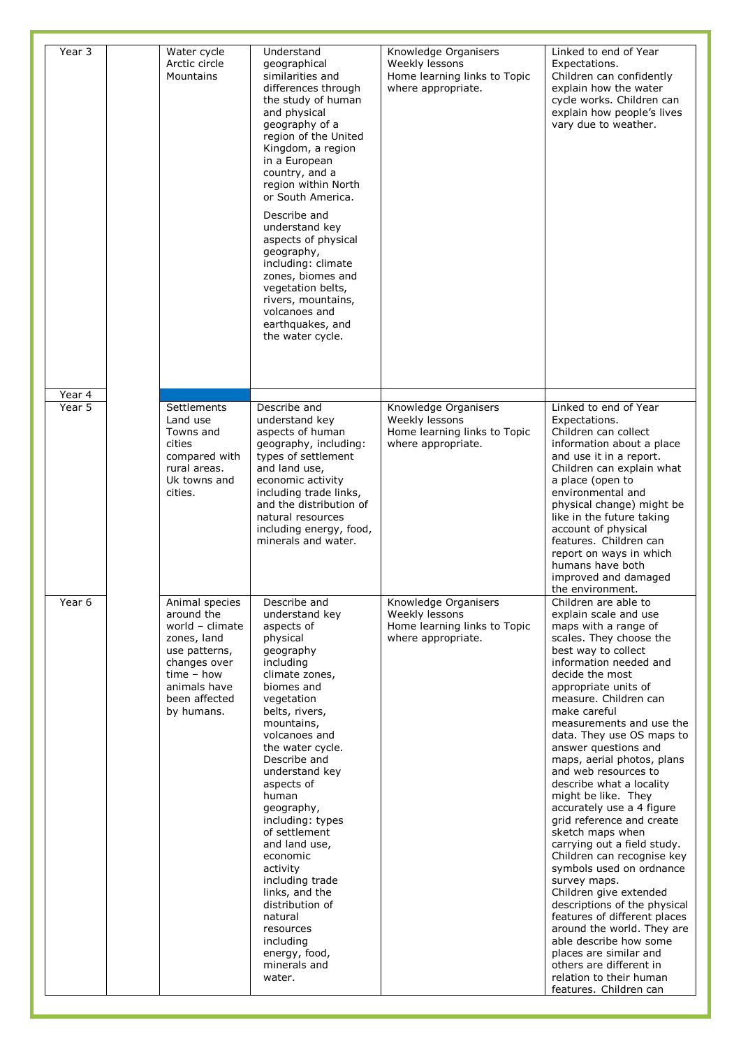| Year 3 | | Water cycle<br>Arctic circle<br>Mountains | Understand geographical similarities and differences through the study of human and physical geography of a region of the United Kingdom, a region in a European country, and a region within North or South America.<br><br>Describe and understand key aspects of physical geography, including: climate zones, biomes and vegetation belts, rivers, mountains, volcanoes and earthquakes, and the water cycle. | Knowledge Organisers<br>Weekly lessons<br>Home learning links to Topic where appropriate. | Linked to end of Year Expectations.<br>Children can confidently explain how the water cycle works. Children can explain how people's lives vary due to weather. |
|---|---|---|---|---|---|
| Year 4 | | | | | |
| Year 5 | | Settlements<br>Land use<br>Towns and cities compared with rural areas.<br>Uk towns and cities. | Describe and understand key aspects of human geography, including: types of settlement and land use, economic activity including trade links, and the distribution of natural resources including energy, food, minerals and water. | Knowledge Organisers<br>Weekly lessons<br>Home learning links to Topic where appropriate. | Linked to end of Year Expectations.<br>Children can collect information about a place and use it in a report. Children can explain what a place (open to environmental and physical change) might be like in the future taking account of physical features. Children can report on ways in which humans have both improved and damaged the environment. |
| Year 6 | | Animal species around the world – climate zones, land use patterns, changes over time – how animals have been affected by humans. | Describe and understand key aspects of physical geography including climate zones, biomes and vegetation belts, rivers, mountains, volcanoes and the water cycle. Describe and understand key aspects of human geography, including: types of settlement and land use, economic activity including trade links, and the distribution of natural resources including energy, food, minerals and water. | Knowledge Organisers<br>Weekly lessons<br>Home learning links to Topic where appropriate. | Children are able to explain scale and use maps with a range of scales. They choose the best way to collect information needed and decide the most appropriate units of measure. Children can make careful measurements and use the data. They use OS maps to answer questions and maps, aerial photos, plans and web resources to describe what a locality might be like. They accurately use a 4 figure grid reference and create sketch maps when carrying out a field study. Children can recognise key symbols used on ordnance survey maps.<br>Children give extended descriptions of the physical features of different places around the world. They are able describe how some places are similar and others are different in relation to their human features. Children can |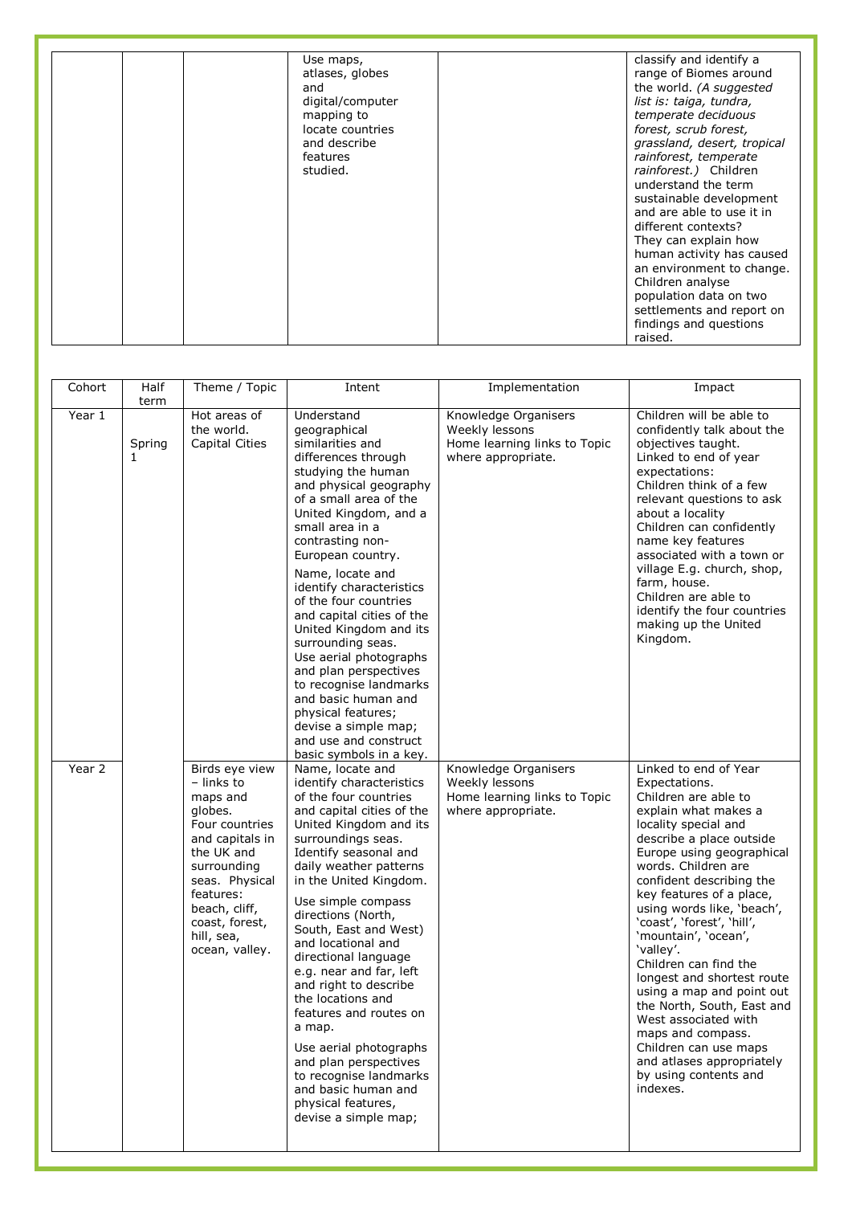| | | | Use maps, atlases, globes and digital/computer mapping to locate countries and describe features studied. | | classify and identify a range of Biomes around the world. *(A suggested list is: taiga, tundra, temperate deciduous forest, scrub forest, grassland, desert, tropical rainforest, temperate rainforest.)* Children understand the term sustainable development and are able to use it in different contexts? They can explain how human activity has caused an environment to change. Children analyse population data on two settlements and report on findings and questions raised. |
|---|---|---|---|---|---|

| Cohort | Half term | Theme / Topic | Intent | Implementation | Impact |
|---|---|---|---|---|---|
| Year 1 | Spring 1 | Hot areas of the world. Capital Cities | Understand geographical similarities and differences through studying the human and physical geography of a small area of the United Kingdom, and a small area in a contrasting non-European country.<br><br>Name, locate and identify characteristics of the four countries and capital cities of the United Kingdom and its surrounding seas. Use aerial photographs and plan perspectives to recognise landmarks and basic human and physical features; devise a simple map; and use and construct basic symbols in a key. | Knowledge Organisers<br>Weekly lessons<br>Home learning links to Topic where appropriate. | Children will be able to confidently talk about the objectives taught.<br>Linked to end of year expectations:<br>Children think of a few relevant questions to ask about a locality<br>Children can confidently name key features associated with a town or village E.g. church, shop, farm, house.<br>Children are able to identify the four countries making up the United Kingdom. |
| Year 2 | | Birds eye view – links to maps and globes. Four countries and capitals in the UK and surrounding seas. Physical features: beach, cliff, coast, forest, hill, sea, ocean, valley. | Name, locate and identify characteristics of the four countries and capital cities of the United Kingdom and its surroundings seas. Identify seasonal and daily weather patterns in the United Kingdom.<br><br>Use simple compass directions (North, South, East and West) and locational and directional language e.g. near and far, left and right to describe the locations and features and routes on a map.<br><br>Use aerial photographs and plan perspectives to recognise landmarks and basic human and physical features, devise a simple map; | Knowledge Organisers<br>Weekly lessons<br>Home learning links to Topic where appropriate. | Linked to end of Year Expectations.<br>Children are able to explain what makes a locality special and describe a place outside Europe using geographical words. Children are confident describing the key features of a place, using words like, 'beach', 'coast', 'forest', 'hill', 'mountain', 'ocean', 'valley'.<br>Children can find the longest and shortest route using a map and point out the North, South, East and West associated with maps and compass.<br>Children can use maps and atlases appropriately by using contents and indexes. |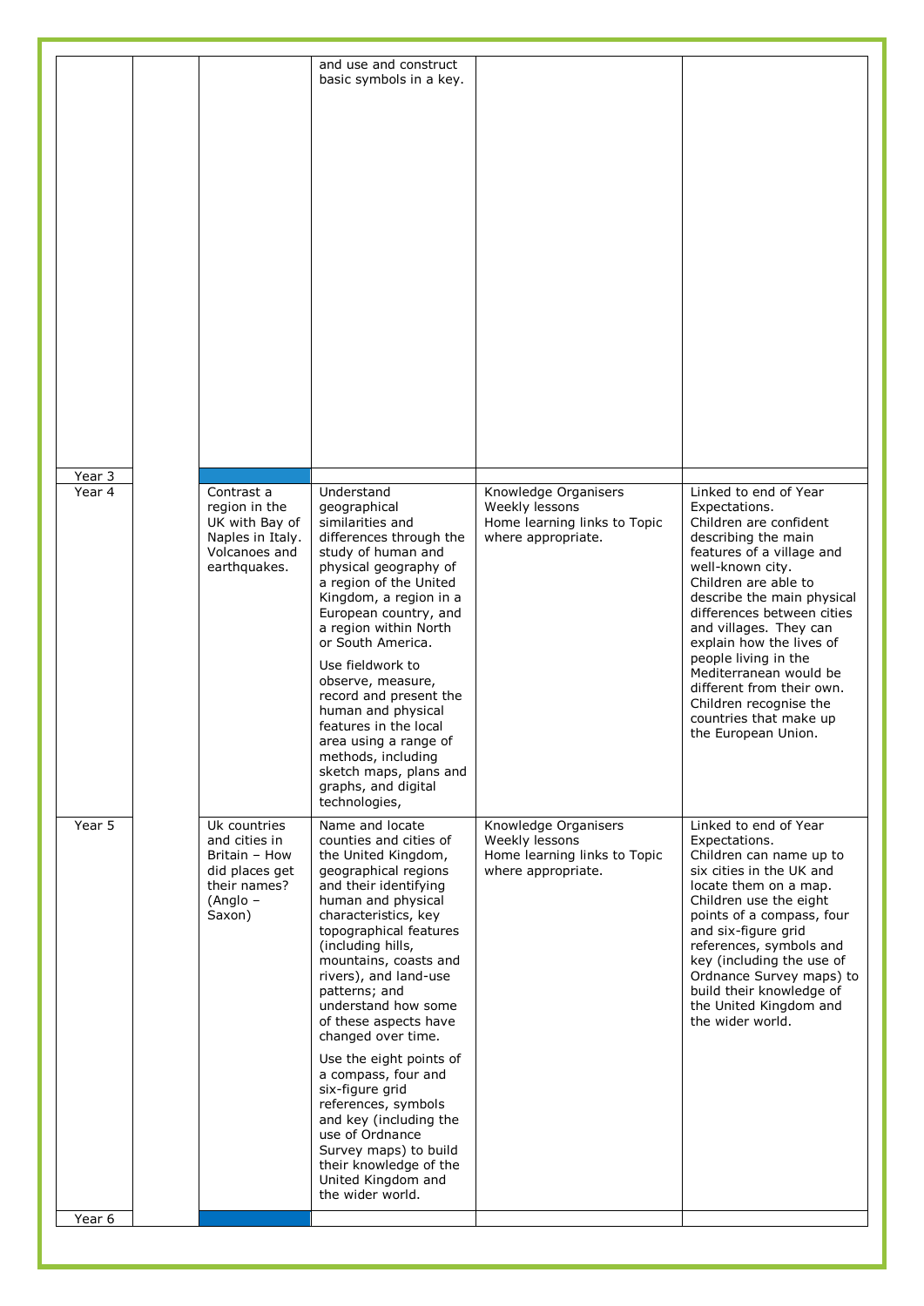| | | | | | |
|---|---|---|---|---|---|
| | | | and use and construct basic symbols in a key. | | |
| Year 3 | | | | | |
| Year 4 | | Contrast a region in the UK with Bay of Naples in Italy. Volcanoes and earthquakes. | Understand geographical similarities and differences through the study of human and physical geography of a region of the United Kingdom, a region in a European country, and a region within North or South America.<br><br>Use fieldwork to observe, measure, record and present the human and physical features in the local area using a range of methods, including sketch maps, plans and graphs, and digital technologies, | Knowledge Organisers<br>Weekly lessons<br>Home learning links to Topic where appropriate. | Linked to end of Year Expectations.<br>Children are confident describing the main features of a village and well-known city.<br>Children are able to describe the main physical differences between cities and villages. They can explain how the lives of people living in the Mediterranean would be different from their own.<br>Children recognise the countries that make up the European Union. |
| Year 5 | | Uk countries and cities in Britain – How did places get their names? (Anglo – Saxon) | Name and locate counties and cities of the United Kingdom, geographical regions and their identifying human and physical characteristics, key topographical features (including hills, mountains, coasts and rivers), and land-use patterns; and understand how some of these aspects have changed over time.<br><br>Use the eight points of a compass, four and six-figure grid references, symbols and key (including the use of Ordnance Survey maps) to build their knowledge of the United Kingdom and the wider world. | Knowledge Organisers<br>Weekly lessons<br>Home learning links to Topic where appropriate. | Linked to end of Year Expectations.<br>Children can name up to six cities in the UK and locate them on a map.<br>Children use the eight points of a compass, four and six-figure grid references, symbols and key (including the use of Ordnance Survey maps) to build their knowledge of the United Kingdom and the wider world. |
| Year 6 | | | | | |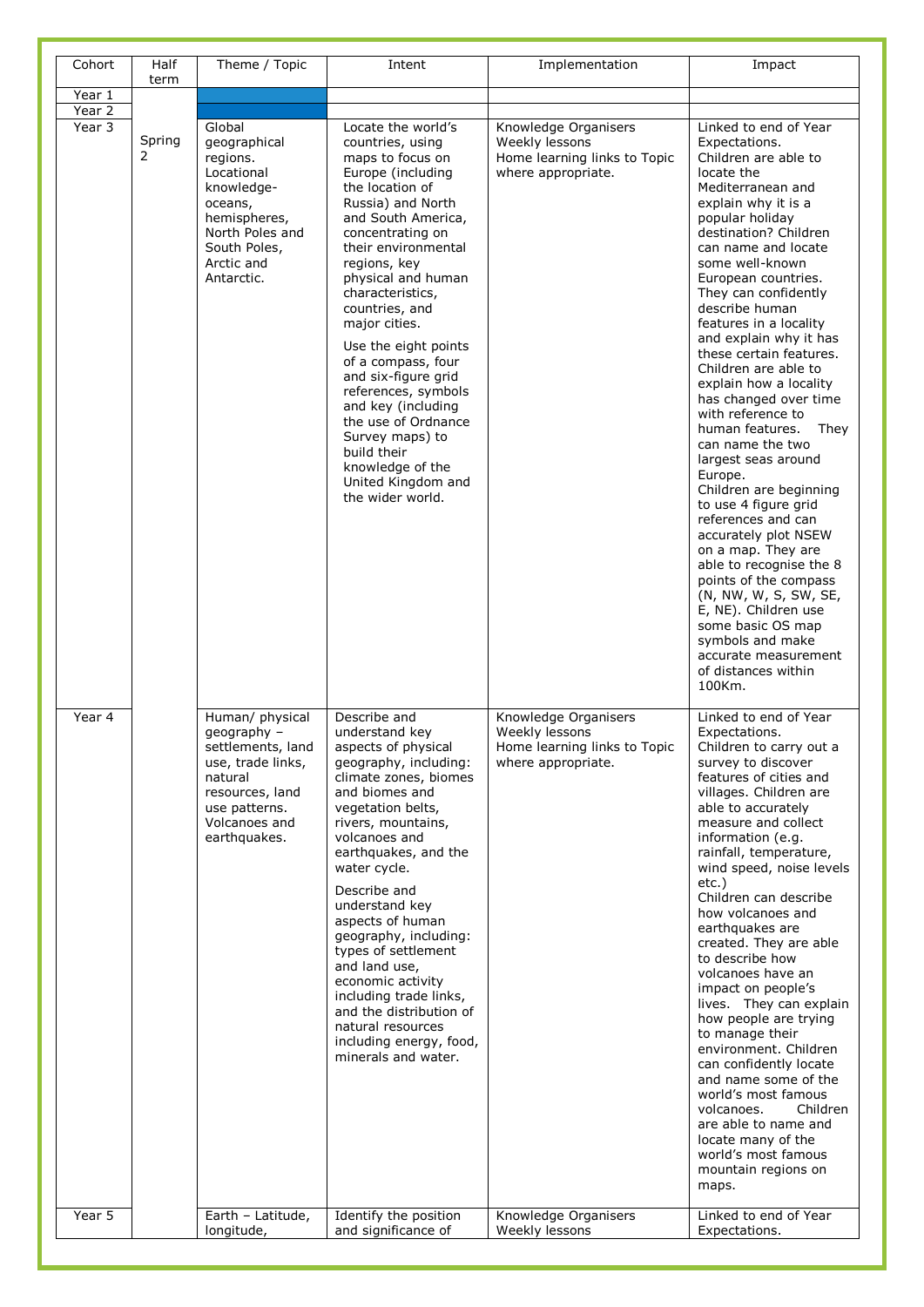| Cohort | Half term | Theme / Topic | Intent | Implementation | Impact |
|---|---|---|---|---|---|
| Year 1 | | | | | |
| Year 2 | | | | | |
| Year 3 | Spring 2 | Global geographical regions. Locational knowledge- oceans, hemispheres, North Poles and South Poles, Arctic and Antarctic. | Locate the world's countries, using maps to focus on Europe (including the location of Russia) and North and South America, concentrating on their environmental regions, key physical and human characteristics, countries, and major cities.<br><br>Use the eight points of a compass, four and six-figure grid references, symbols and key (including the use of Ordnance Survey maps) to build their knowledge of the United Kingdom and the wider world. | Knowledge Organisers<br>Weekly lessons<br>Home learning links to Topic where appropriate. | Linked to end of Year Expectations.<br>Children are able to locate the Mediterranean and explain why it is a popular holiday destination? Children can name and locate some well-known European countries. They can confidently describe human features in a locality and explain why it has these certain features. Children are able to explain how a locality has changed over time with reference to human features. They can name the two largest seas around Europe.<br>Children are beginning to use 4 figure grid references and can accurately plot NSEW on a map. They are able to recognise the 8 points of the compass (N, NW, W, S, SW, SE, E, NE). Children use some basic OS map symbols and make accurate measurement of distances within 100Km. |
| Year 4 | | Human/ physical geography – settlements, land use, trade links, natural resources, land use patterns. Volcanoes and earthquakes. | Describe and understand key aspects of physical geography, including: climate zones, biomes and biomes and vegetation belts, rivers, mountains, volcanoes and earthquakes, and the water cycle.<br><br>Describe and understand key aspects of human geography, including: types of settlement and land use, economic activity including trade links, and the distribution of natural resources including energy, food, minerals and water. | Knowledge Organisers<br>Weekly lessons<br>Home learning links to Topic where appropriate. | Linked to end of Year Expectations.<br>Children to carry out a survey to discover features of cities and villages. Children are able to accurately measure and collect information (e.g. rainfall, temperature, wind speed, noise levels etc.)<br>Children can describe how volcanoes and earthquakes are created. They are able to describe how volcanoes have an impact on people's lives. They can explain how people are trying to manage their environment. Children can confidently locate and name some of the world's most famous volcanoes. Children are able to name and locate many of the world's most famous mountain regions on maps. |
| Year 5 | | Earth – Latitude, longitude, | Identify the position and significance of | Knowledge Organisers<br>Weekly lessons | Linked to end of Year Expectations. |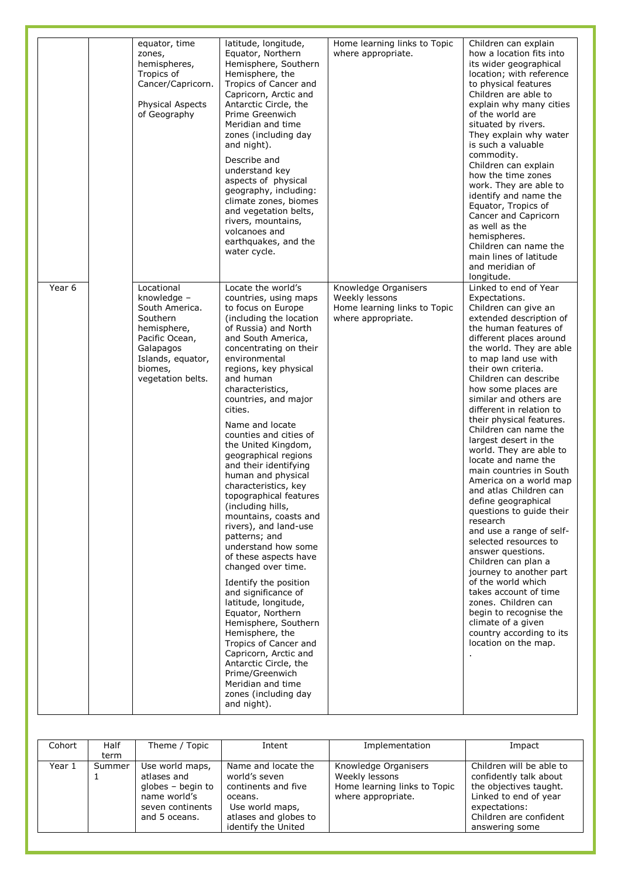| | | | | | |
|---|---|---|---|---|---|
| | | equator, time zones, hemispheres, Tropics of Cancer/Capricorn.<br><br>Physical Aspects of Geography | latitude, longitude, Equator, Northern Hemisphere, Southern Hemisphere, the Tropics of Cancer and Capricorn, Arctic and Antarctic Circle, the Prime Greenwich Meridian and time zones (including day and night).<br><br>Describe and understand key aspects of physical geography, including: climate zones, biomes and vegetation belts, rivers, mountains, volcanoes and earthquakes, and the water cycle. | Home learning links to Topic where appropriate. | Children can explain how a location fits into its wider geographical location; with reference to physical features Children are able to explain why many cities of the world are situated by rivers. They explain why water is such a valuable commodity. Children can explain how the time zones work. They are able to identify and name the Equator, Tropics of Cancer and Capricorn as well as the hemispheres. Children can name the main lines of latitude and meridian of longitude. |
| Year 6 | | Locational knowledge – South America. Southern hemisphere, Pacific Ocean, Galapagos Islands, equator, biomes, vegetation belts. | Locate the world's countries, using maps to focus on Europe (including the location of Russia) and North and South America, concentrating on their environmental regions, key physical and human characteristics, countries, and major cities.<br><br>Name and locate counties and cities of the United Kingdom, geographical regions and their identifying human and physical characteristics, key topographical features (including hills, mountains, coasts and rivers), and land-use patterns; and understand how some of these aspects have changed over time.<br><br>Identify the position and significance of latitude, longitude, Equator, Northern Hemisphere, Southern Hemisphere, the Tropics of Cancer and Capricorn, Arctic and Antarctic Circle, the Prime/Greenwich Meridian and time zones (including day and night). | Knowledge Organisers<br>Weekly lessons<br>Home learning links to Topic where appropriate. | Linked to end of Year Expectations.<br>Children can give an extended description of the human features of different places around the world. They are able to map land use with their own criteria. Children can describe how some places are similar and others are different in relation to their physical features. Children can name the largest desert in the world. They are able to locate and name the main countries in South America on a world map and atlas Children can define geographical questions to guide their research and use a range of self-selected resources to answer questions. Children can plan a journey to another part of the world which takes account of time zones. Children can begin to recognise the climate of a given country according to its location on the map.<br>. |

| Cohort | Half term | Theme / Topic | Intent | Implementation | Impact |
|---|---|---|---|---|---|
| Year 1 | Summer 1 | Use world maps, atlases and globes – begin to name world's seven continents and 5 oceans. | Name and locate the world's seven continents and five oceans.<br>Use world maps, atlases and globes to identify the United | Knowledge Organisers<br>Weekly lessons<br>Home learning links to Topic where appropriate. | Children will be able to confidently talk about the objectives taught.<br>Linked to end of year expectations:<br>Children are confident answering some |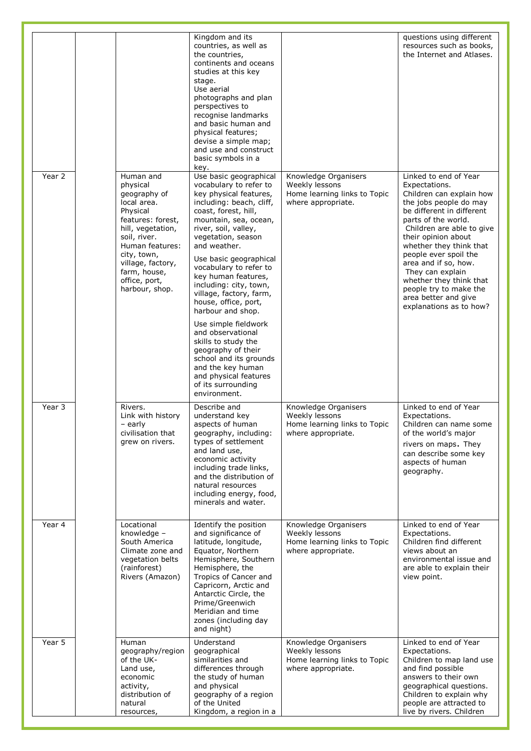| | | | | | |
|---|---|---|---|---|---|
| | | | Kingdom and its countries, as well as the countries, continents and oceans studies at this key stage. Use aerial photographs and plan perspectives to recognise landmarks and basic human and physical features; devise a simple map; and use and construct basic symbols in a key. | | questions using different resources such as books, the Internet and Atlases. |
| Year 2 | | Human and physical geography of local area. Physical features: forest, hill, vegetation, soil, river. Human features: city, town, village, factory, farm, house, office, port, harbour, shop. | Use basic geographical vocabulary to refer to key physical features, including: beach, cliff, coast, forest, hill, mountain, sea, ocean, river, soil, valley, vegetation, season and weather.<br><br>Use basic geographical vocabulary to refer to key human features, including: city, town, village, factory, farm, house, office, port, harbour and shop.<br><br>Use simple fieldwork and observational skills to study the geography of their school and its grounds and the key human and physical features of its surrounding environment. | Knowledge Organisers<br>Weekly lessons<br>Home learning links to Topic where appropriate. | Linked to end of Year Expectations.<br>Children can explain how the jobs people do may be different in different parts of the world.<br>Children are able to give their opinion about whether they think that people ever spoil the area and if so, how.<br>They can explain whether they think that people try to make the area better and give explanations as to how? |
| Year 3 | | Rivers.<br>Link with history – early civilisation that grew on rivers. | Describe and understand key aspects of human geography, including: types of settlement and land use, economic activity including trade links, and the distribution of natural resources including energy, food, minerals and water. | Knowledge Organisers<br>Weekly lessons<br>Home learning links to Topic where appropriate. | Linked to end of Year Expectations.<br>Children can name some of the world's major rivers on maps. They can describe some key aspects of human geography. |
| Year 4 | | Locational knowledge – South America<br>Climate zone and vegetation belts (rainforest)<br>Rivers (Amazon) | Identify the position and significance of latitude, longitude, Equator, Northern Hemisphere, Southern Hemisphere, the Tropics of Cancer and Capricorn, Arctic and Antarctic Circle, the Prime/Greenwich Meridian and time zones (including day and night) | Knowledge Organisers<br>Weekly lessons<br>Home learning links to Topic where appropriate. | Linked to end of Year Expectations.<br>Children find different views about an environmental issue and are able to explain their view point. |
| Year 5 | | Human geography/region of the UK- Land use, economic activity, distribution of natural resources, | Understand geographical similarities and differences through the study of human and physical geography of a region of the United Kingdom, a region in a | Knowledge Organisers<br>Weekly lessons<br>Home learning links to Topic where appropriate. | Linked to end of Year Expectations.<br>Children to map land use and find possible answers to their own geographical questions. Children to explain why people are attracted to live by rivers. Children |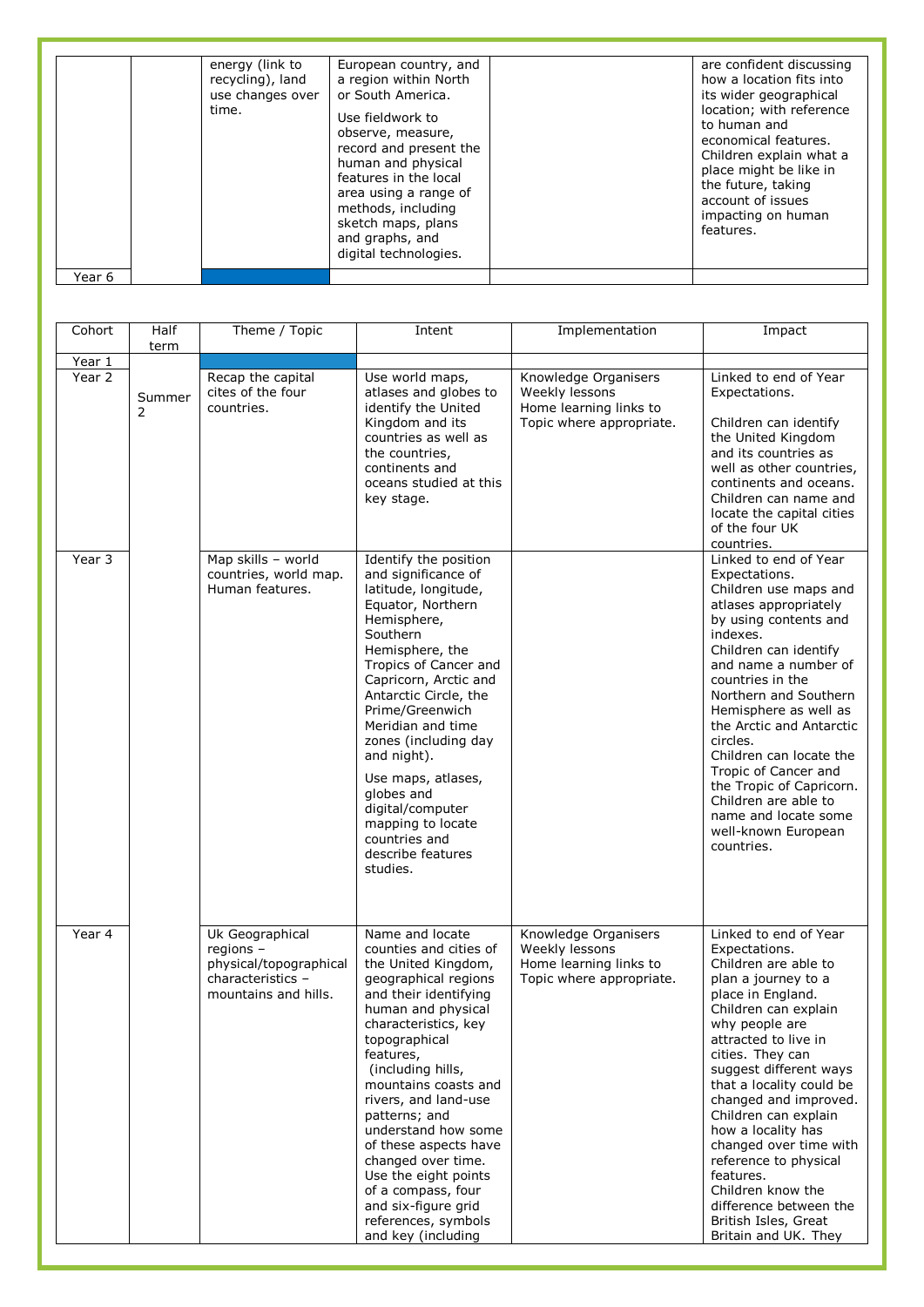| | | energy (link to recycling), land use changes over time. | European country, and a region within North or South America. Use fieldwork to observe, measure, record and present the human and physical features in the local area using a range of methods, including sketch maps, plans and graphs, and digital technologies. | | are confident discussing how a location fits into its wider geographical location; with reference to human and economical features. Children explain what a place might be like in the future, taking account of issues impacting on human features. |
|---|---|---|---|---|---|
| Year 6 | | | | | |

| Cohort | Half term | Theme / Topic | Intent | Implementation | Impact |
|---|---|---|---|---|---|
| Year 1 | | | | | |
| Year 2 | Summer 2 | Recap the capital cites of the four countries. | Use world maps, atlases and globes to identify the United Kingdom and its countries as well as the countries, continents and oceans studied at this key stage. | Knowledge Organisers<br>Weekly lessons<br>Home learning links to Topic where appropriate. | Linked to end of Year Expectations.<br><br>Children can identify the United Kingdom and its countries as well as other countries, continents and oceans. Children can name and locate the capital cities of the four UK countries. |
| Year 3 | | Map skills – world countries, world map. Human features. | Identify the position and significance of latitude, longitude, Equator, Northern Hemisphere, Southern Hemisphere, the Tropics of Cancer and Capricorn, Arctic and Antarctic Circle, the Prime/Greenwich Meridian and time zones (including day and night).<br><br>Use maps, atlases, globes and digital/computer mapping to locate countries and describe features studies. | | Linked to end of Year Expectations.<br>Children use maps and atlases appropriately by using contents and indexes.<br>Children can identify and name a number of countries in the Northern and Southern Hemisphere as well as the Arctic and Antarctic circles.<br>Children can locate the Tropic of Cancer and the Tropic of Capricorn.<br>Children are able to name and locate some well-known European countries. |
| Year 4 | | Uk Geographical regions – physical/topographical characteristics – mountains and hills. | Name and locate counties and cities of the United Kingdom, geographical regions and their identifying human and physical characteristics, key topographical features, (including hills, mountains coasts and rivers, and land-use patterns; and understand how some of these aspects have changed over time.<br>Use the eight points of a compass, four and six-figure grid references, symbols and key (including | Knowledge Organisers<br>Weekly lessons<br>Home learning links to Topic where appropriate. | Linked to end of Year Expectations.<br>Children are able to plan a journey to a place in England.<br>Children can explain why people are attracted to live in cities. They can suggest different ways that a locality could be changed and improved.<br>Children can explain how a locality has changed over time with reference to physical features.<br>Children know the difference between the British Isles, Great Britain and UK. They |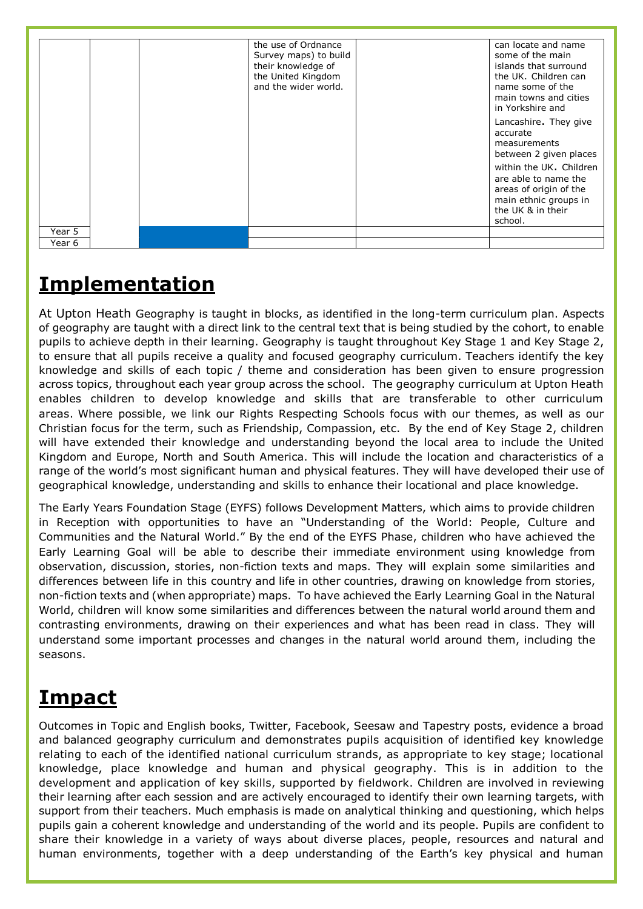| | | | | | |
|---|---|---|---|---|---|
| | | | the use of Ordnance Survey maps) to build their knowledge of the United Kingdom and the wider world. | | can locate and name some of the main islands that surround the UK. Children can name some of the main towns and cities in Yorkshire and Lancashire. They give accurate measurements between 2 given places within the UK. Children are able to name the areas of origin of the main ethnic groups in the UK & in their school. |
| Year 5 | | | | | |
| Year 6 | | | | | |

# Implementation

At Upton Heath Geography is taught in blocks, as identified in the long-term curriculum plan. Aspects of geography are taught with a direct link to the central text that is being studied by the cohort, to enable pupils to achieve depth in their learning. Geography is taught throughout Key Stage 1 and Key Stage 2, to ensure that all pupils receive a quality and focused geography curriculum. Teachers identify the key knowledge and skills of each topic / theme and consideration has been given to ensure progression across topics, throughout each year group across the school. The geography curriculum at Upton Heath enables children to develop knowledge and skills that are transferable to other curriculum areas. Where possible, we link our Rights Respecting Schools focus with our themes, as well as our Christian focus for the term, such as Friendship, Compassion, etc. By the end of Key Stage 2, children will have extended their knowledge and understanding beyond the local area to include the United Kingdom and Europe, North and South America. This will include the location and characteristics of a range of the world's most significant human and physical features. They will have developed their use of geographical knowledge, understanding and skills to enhance their locational and place knowledge.

The Early Years Foundation Stage (EYFS) follows Development Matters, which aims to provide children in Reception with opportunities to have an "Understanding of the World: People, Culture and Communities and the Natural World." By the end of the EYFS Phase, children who have achieved the Early Learning Goal will be able to describe their immediate environment using knowledge from observation, discussion, stories, non-fiction texts and maps. They will explain some similarities and differences between life in this country and life in other countries, drawing on knowledge from stories, non-fiction texts and (when appropriate) maps. To have achieved the Early Learning Goal in the Natural World, children will know some similarities and differences between the natural world around them and contrasting environments, drawing on their experiences and what has been read in class. They will understand some important processes and changes in the natural world around them, including the seasons.

# Impact

Outcomes in Topic and English books, Twitter, Facebook, Seesaw and Tapestry posts, evidence a broad and balanced geography curriculum and demonstrates pupils acquisition of identified key knowledge relating to each of the identified national curriculum strands, as appropriate to key stage; locational knowledge, place knowledge and human and physical geography. This is in addition to the development and application of key skills, supported by fieldwork. Children are involved in reviewing their learning after each session and are actively encouraged to identify their own learning targets, with support from their teachers. Much emphasis is made on analytical thinking and questioning, which helps pupils gain a coherent knowledge and understanding of the world and its people. Pupils are confident to share their knowledge in a variety of ways about diverse places, people, resources and natural and human environments, together with a deep understanding of the Earth's key physical and human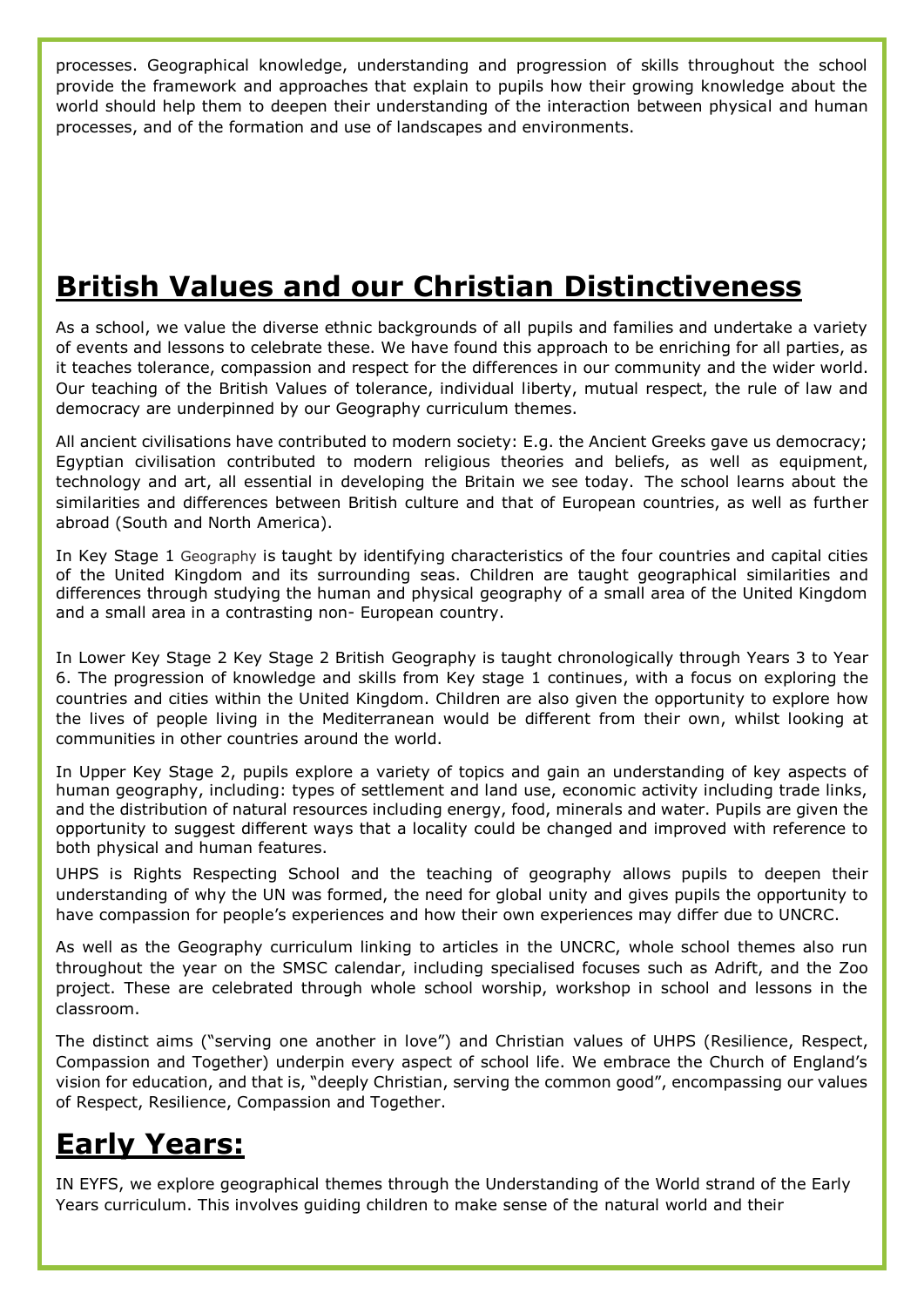processes. Geographical knowledge, understanding and progression of skills throughout the school provide the framework and approaches that explain to pupils how their growing knowledge about the world should help them to deepen their understanding of the interaction between physical and human processes, and of the formation and use of landscapes and environments.

## **British Values and our Christian Distinctiveness**

As a school, we value the diverse ethnic backgrounds of all pupils and families and undertake a variety of events and lessons to celebrate these. We have found this approach to be enriching for all parties, as it teaches tolerance, compassion and respect for the differences in our community and the wider world. Our teaching of the British Values of tolerance, individual liberty, mutual respect, the rule of law and democracy are underpinned by our Geography curriculum themes.

All ancient civilisations have contributed to modern society: E.g. the Ancient Greeks gave us democracy; Egyptian civilisation contributed to modern religious theories and beliefs, as well as equipment, technology and art, all essential in developing the Britain we see today. The school learns about the similarities and differences between British culture and that of European countries, as well as further abroad (South and North America).

In Key Stage 1 Geography is taught by identifying characteristics of the four countries and capital cities of the United Kingdom and its surrounding seas. Children are taught geographical similarities and differences through studying the human and physical geography of a small area of the United Kingdom and a small area in a contrasting non- European country.

In Lower Key Stage 2 Key Stage 2 British Geography is taught chronologically through Years 3 to Year 6. The progression of knowledge and skills from Key stage 1 continues, with a focus on exploring the countries and cities within the United Kingdom. Children are also given the opportunity to explore how the lives of people living in the Mediterranean would be different from their own, whilst looking at communities in other countries around the world.

In Upper Key Stage 2, pupils explore a variety of topics and gain an understanding of key aspects of human geography, including: types of settlement and land use, economic activity including trade links, and the distribution of natural resources including energy, food, minerals and water. Pupils are given the opportunity to suggest different ways that a locality could be changed and improved with reference to both physical and human features.

UHPS is Rights Respecting School and the teaching of geography allows pupils to deepen their understanding of why the UN was formed, the need for global unity and gives pupils the opportunity to have compassion for people's experiences and how their own experiences may differ due to UNCRC.

As well as the Geography curriculum linking to articles in the UNCRC, whole school themes also run throughout the year on the SMSC calendar, including specialised focuses such as Adrift, and the Zoo project. These are celebrated through whole school worship, workshop in school and lessons in the classroom.

The distinct aims ("serving one another in love") and Christian values of UHPS (Resilience, Respect, Compassion and Together) underpin every aspect of school life. We embrace the Church of England's vision for education, and that is, "deeply Christian, serving the common good", encompassing our values of Respect, Resilience, Compassion and Together.

## **Early Years:**

IN EYFS, we explore geographical themes through the Understanding of the World strand of the Early Years curriculum. This involves guiding children to make sense of the natural world and their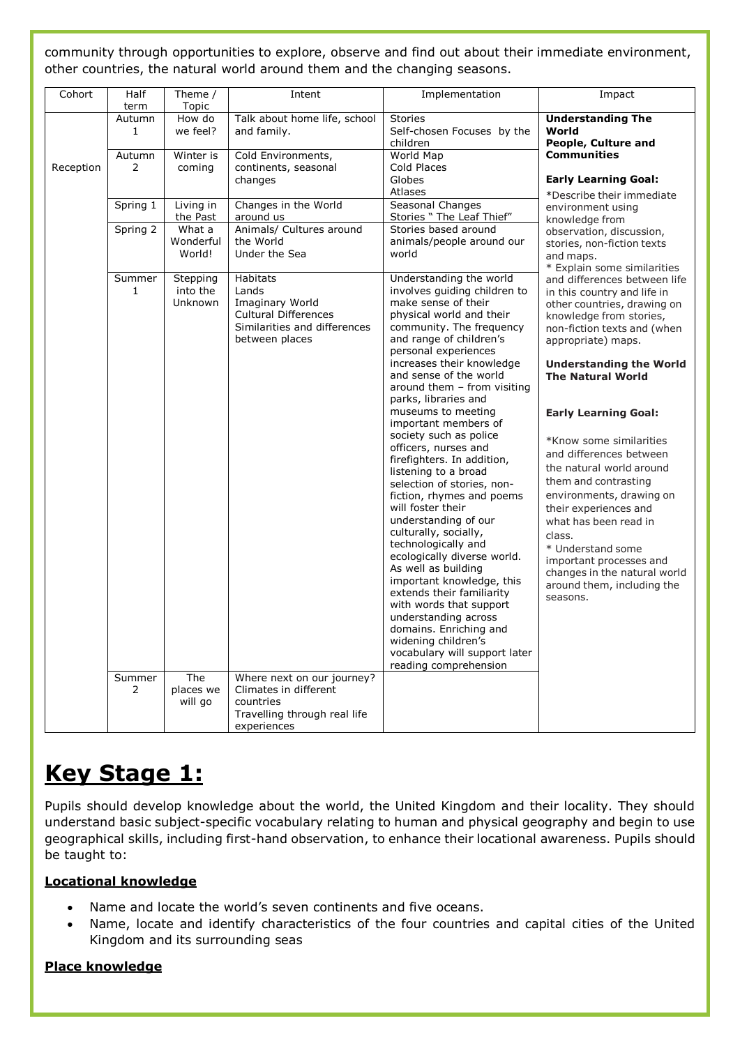community through opportunities to explore, observe and find out about their immediate environment, other countries, the natural world around them and the changing seasons.

| Cohort | Half term | Theme / Topic | Intent | Implementation | Impact |
|---|---|---|---|---|---|
| Reception | Autumn 1 | How do we feel? | Talk about home life, school and family. | Stories<br>Self-chosen Focuses by the children | **Understanding The World**<br>**People, Culture and Communities**<br><br>**Early Learning Goal:**<br>*Describe their immediate environment using knowledge from observation, discussion, stories, non-fiction texts and maps.<br>* Explain some similarities and differences between life in this country and life in other countries, drawing on knowledge from stories, non-fiction texts and (when appropriate) maps.<br><br>**Understanding the World**<br>**The Natural World**<br><br>**Early Learning Goal:**<br><br>*Know some similarities and differences between the natural world around them and contrasting environments, drawing on their experiences and what has been read in class.<br>* Understand some important processes and changes in the natural world around them, including the seasons. |
| | Autumn 2 | Winter is coming | Cold Environments, continents, seasonal changes | World Map<br>Cold Places<br>Globes<br>Atlases | |
| | Spring 1 | Living in the Past | Changes in the World around us | Seasonal Changes<br>Stories " The Leaf Thief" | |
| | Spring 2 | What a Wonderful World! | Animals/ Cultures around the World<br>Under the Sea | Stories based around animals/people around our world | |
| | Summer 1 | Stepping into the Unknown | Habitats<br>Lands<br>Imaginary World<br>Cultural Differences<br>Similarities and differences between places | Understanding the world involves guiding children to make sense of their physical world and their community. The frequency and range of children's personal experiences increases their knowledge and sense of the world around them – from visiting parks, libraries and museums to meeting important members of society such as police officers, nurses and firefighters. In addition, listening to a broad selection of stories, non-fiction, rhymes and poems will foster their understanding of our culturally, socially, technologically and ecologically diverse world. As well as building important knowledge, this extends their familiarity with words that support understanding across domains. Enriching and widening children's vocabulary will support later reading comprehension | |
| | Summer 2 | The places we will go | Where next on our journey?<br>Climates in different countries<br>Travelling through real life experiences | | |

# Key Stage 1:

Pupils should develop knowledge about the world, the United Kingdom and their locality. They should understand basic subject-specific vocabulary relating to human and physical geography and begin to use geographical skills, including first-hand observation, to enhance their locational awareness. Pupils should be taught to:

**Locational knowledge**

- Name and locate the world's seven continents and five oceans.
- Name, locate and identify characteristics of the four countries and capital cities of the United Kingdom and its surrounding seas

**Place knowledge**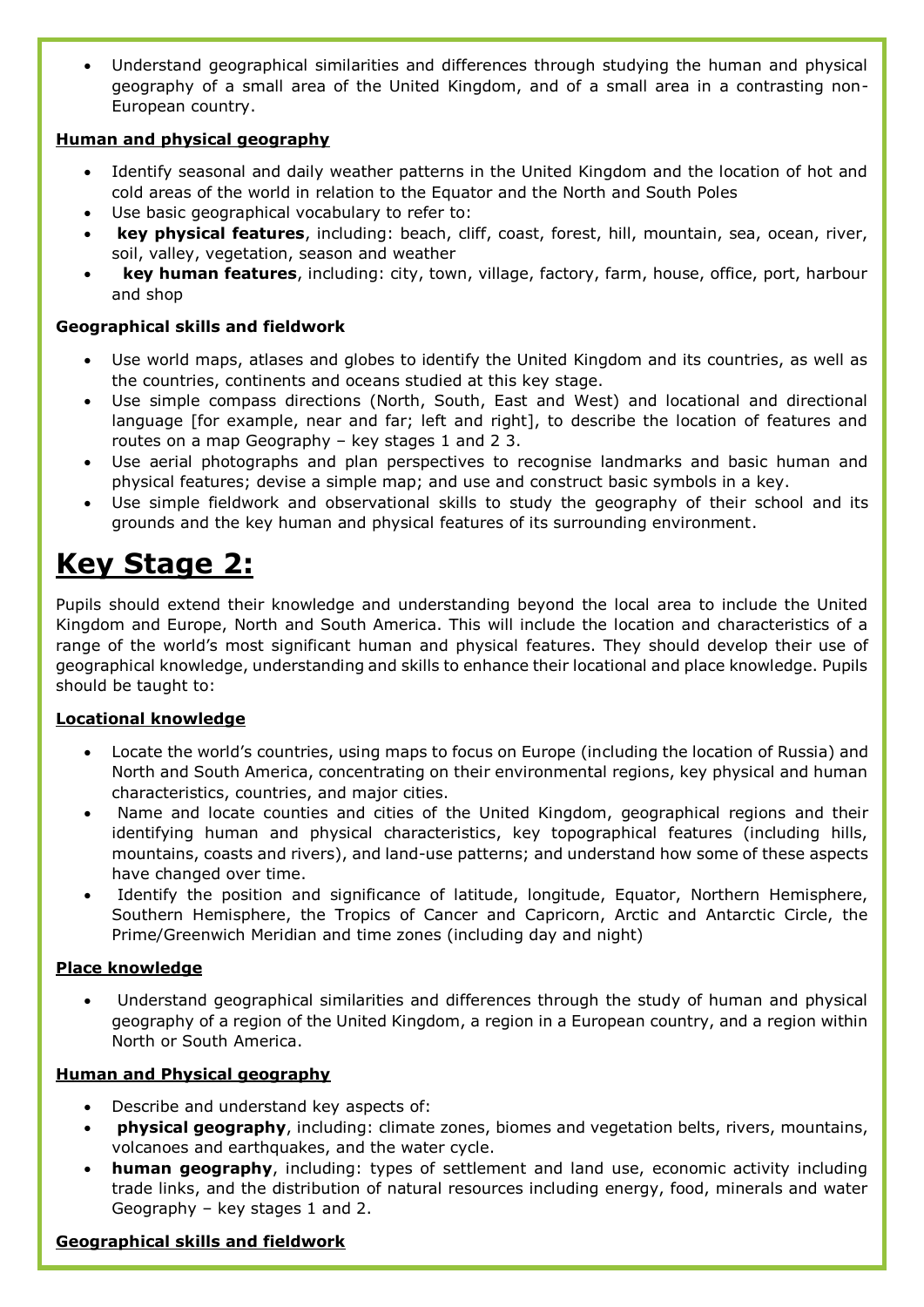- Understand geographical similarities and differences through studying the human and physical geography of a small area of the United Kingdom, and of a small area in a contrasting non-European country.

**Human and physical geography**

- Identify seasonal and daily weather patterns in the United Kingdom and the location of hot and cold areas of the world in relation to the Equator and the North and South Poles
- Use basic geographical vocabulary to refer to:
- **key physical features**, including: beach, cliff, coast, forest, hill, mountain, sea, ocean, river, soil, valley, vegetation, season and weather
- **key human features**, including: city, town, village, factory, farm, house, office, port, harbour and shop

**Geographical skills and fieldwork**

- Use world maps, atlases and globes to identify the United Kingdom and its countries, as well as the countries, continents and oceans studied at this key stage.
- Use simple compass directions (North, South, East and West) and locational and directional language [for example, near and far; left and right], to describe the location of features and routes on a map Geography – key stages 1 and 2 3.
- Use aerial photographs and plan perspectives to recognise landmarks and basic human and physical features; devise a simple map; and use and construct basic symbols in a key.
- Use simple fieldwork and observational skills to study the geography of their school and its grounds and the key human and physical features of its surrounding environment.

# Key Stage 2:

Pupils should extend their knowledge and understanding beyond the local area to include the United Kingdom and Europe, North and South America. This will include the location and characteristics of a range of the world's most significant human and physical features. They should develop their use of geographical knowledge, understanding and skills to enhance their locational and place knowledge. Pupils should be taught to:

**Locational knowledge**

- Locate the world's countries, using maps to focus on Europe (including the location of Russia) and North and South America, concentrating on their environmental regions, key physical and human characteristics, countries, and major cities.
- Name and locate counties and cities of the United Kingdom, geographical regions and their identifying human and physical characteristics, key topographical features (including hills, mountains, coasts and rivers), and land-use patterns; and understand how some of these aspects have changed over time.
- Identify the position and significance of latitude, longitude, Equator, Northern Hemisphere, Southern Hemisphere, the Tropics of Cancer and Capricorn, Arctic and Antarctic Circle, the Prime/Greenwich Meridian and time zones (including day and night)

**Place knowledge**

- Understand geographical similarities and differences through the study of human and physical geography of a region of the United Kingdom, a region in a European country, and a region within North or South America.

**Human and Physical geography**

- Describe and understand key aspects of:
- **physical geography**, including: climate zones, biomes and vegetation belts, rivers, mountains, volcanoes and earthquakes, and the water cycle.
- **human geography**, including: types of settlement and land use, economic activity including trade links, and the distribution of natural resources including energy, food, minerals and water Geography – key stages 1 and 2.

**Geographical skills and fieldwork**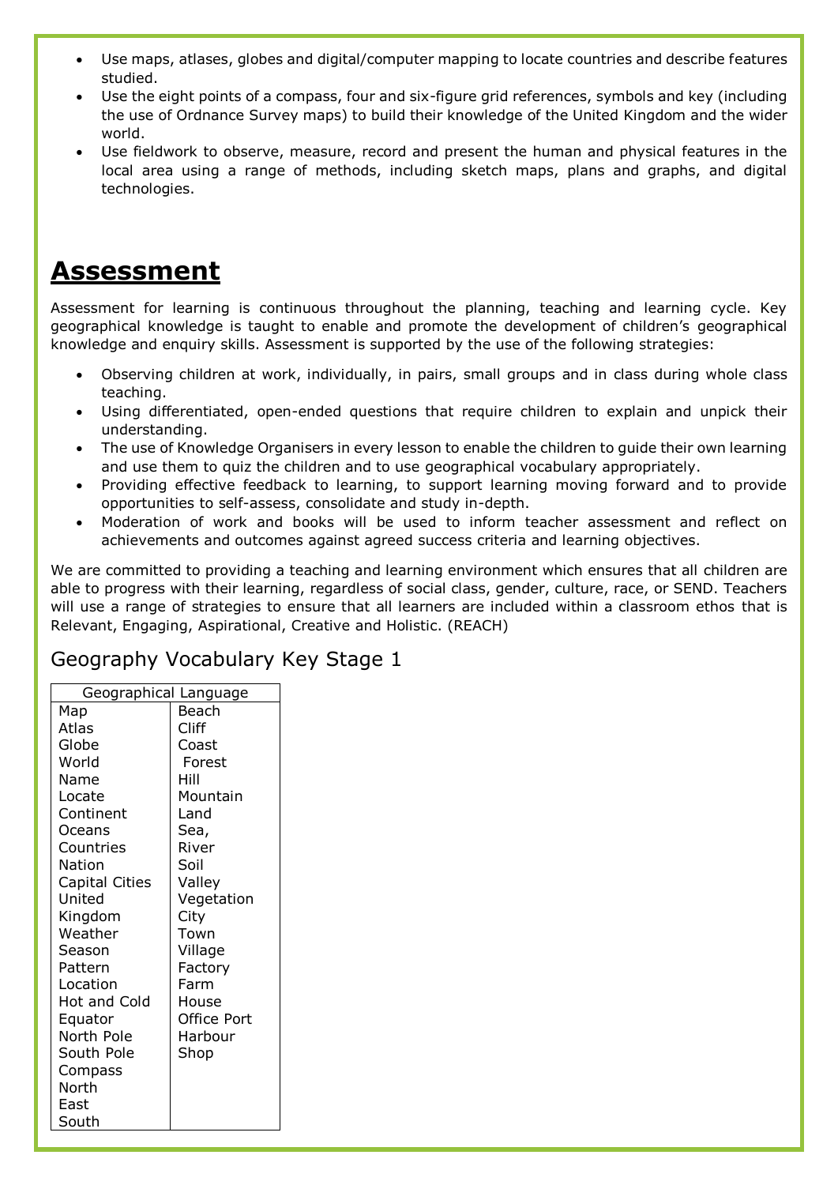- Use maps, atlases, globes and digital/computer mapping to locate countries and describe features studied.
- Use the eight points of a compass, four and six-figure grid references, symbols and key (including the use of Ordnance Survey maps) to build their knowledge of the United Kingdom and the wider world.
- Use fieldwork to observe, measure, record and present the human and physical features in the local area using a range of methods, including sketch maps, plans and graphs, and digital technologies.

# Assessment

Assessment for learning is continuous throughout the planning, teaching and learning cycle. Key geographical knowledge is taught to enable and promote the development of children's geographical knowledge and enquiry skills. Assessment is supported by the use of the following strategies:

- Observing children at work, individually, in pairs, small groups and in class during whole class teaching.
- Using differentiated, open-ended questions that require children to explain and unpick their understanding.
- The use of Knowledge Organisers in every lesson to enable the children to guide their own learning and use them to quiz the children and to use geographical vocabulary appropriately.
- Providing effective feedback to learning, to support learning moving forward and to provide opportunities to self-assess, consolidate and study in-depth.
- Moderation of work and books will be used to inform teacher assessment and reflect on achievements and outcomes against agreed success criteria and learning objectives.

We are committed to providing a teaching and learning environment which ensures that all children are able to progress with their learning, regardless of social class, gender, culture, race, or SEND. Teachers will use a range of strategies to ensure that all learners are included within a classroom ethos that is Relevant, Engaging, Aspirational, Creative and Holistic. (REACH)

## Geography Vocabulary Key Stage 1

| Geographical Language | |
|---|---|
| Map | Beach |
| Atlas | Cliff |
| Globe | Coast |
| World | Forest |
| Name | Hill |
| Locate | Mountain |
| Continent | Land |
| Oceans | Sea, |
| Countries | River |
| Nation | Soil |
| Capital Cities | Valley |
| United | Vegetation |
| Kingdom | City |
| Weather | Town |
| Season | Village |
| Pattern | Factory |
| Location | Farm |
| Hot and Cold | House |
| Equator | Office Port |
| North Pole | Harbour |
| South Pole | Shop |
| Compass | |
| North | |
| East | |
| South | |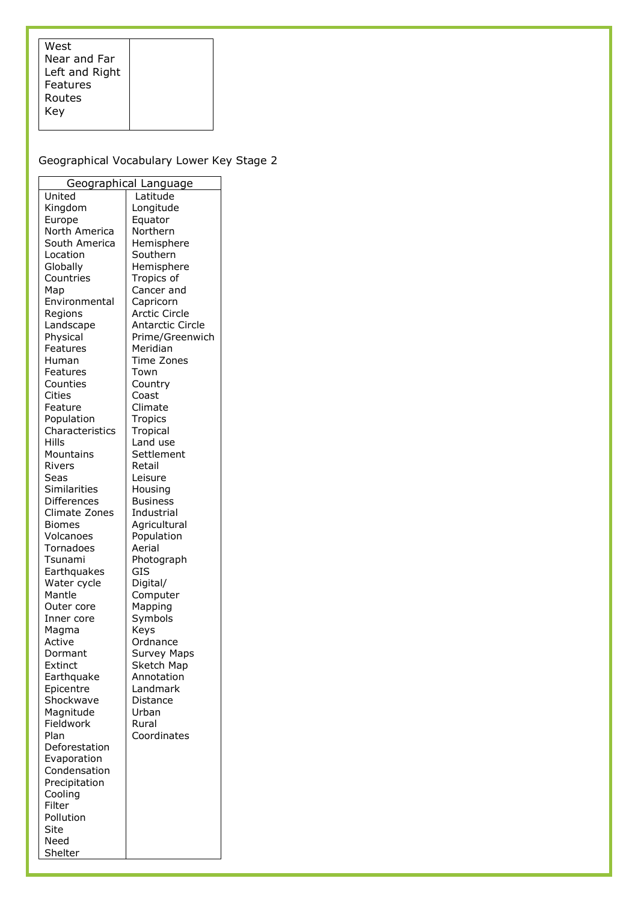| West<br>Near and Far<br>Left and Right<br>Features<br>Routes<br>Key | |
|---|---|

Geographical Vocabulary Lower Key Stage 2

| Geographical Language | |
|---|---|
| United Kingdom<br>Europe<br>North America<br>South America<br>Location<br>Globally<br>Countries<br>Map<br>Environmental Regions<br>Landscape<br>Physical Features<br>Human Features<br>Counties<br>Cities<br>Feature<br>Population<br>Characteristics<br>Hills<br>Mountains<br>Rivers<br>Seas<br>Similarities<br>Differences<br>Climate Zones<br>Biomes<br>Volcanoes<br>Tornadoes<br>Tsunami<br>Earthquakes<br>Water cycle<br>Mantle<br>Outer core<br>Inner core<br>Magma<br>Active<br>Dormant<br>Extinct<br>Earthquake<br>Epicentre<br>Shockwave<br>Magnitude<br>Fieldwork<br>Plan<br>Deforestation<br>Evaporation<br>Condensation<br>Precipitation<br>Cooling<br>Filter<br>Pollution<br>Site<br>Need<br>Shelter | Latitude<br>Longitude<br>Equator<br>Northern Hemisphere<br>Southern Hemisphere<br>Tropics of Cancer and Capricorn<br>Arctic Circle<br>Antarctic Circle<br>Prime/Greenwich Meridian<br>Time Zones<br>Town<br>Country<br>Coast<br>Climate<br>Tropics<br>Tropical<br>Land use<br>Settlement<br>Retail<br>Leisure<br>Housing<br>Business<br>Industrial<br>Agricultural<br>Population<br>Aerial Photograph<br>GIS<br>Digital/ Computer Mapping<br>Symbols<br>Keys<br>Ordnance Survey Maps<br>Sketch Map<br>Annotation<br>Landmark<br>Distance<br>Urban<br>Rural<br>Coordinates |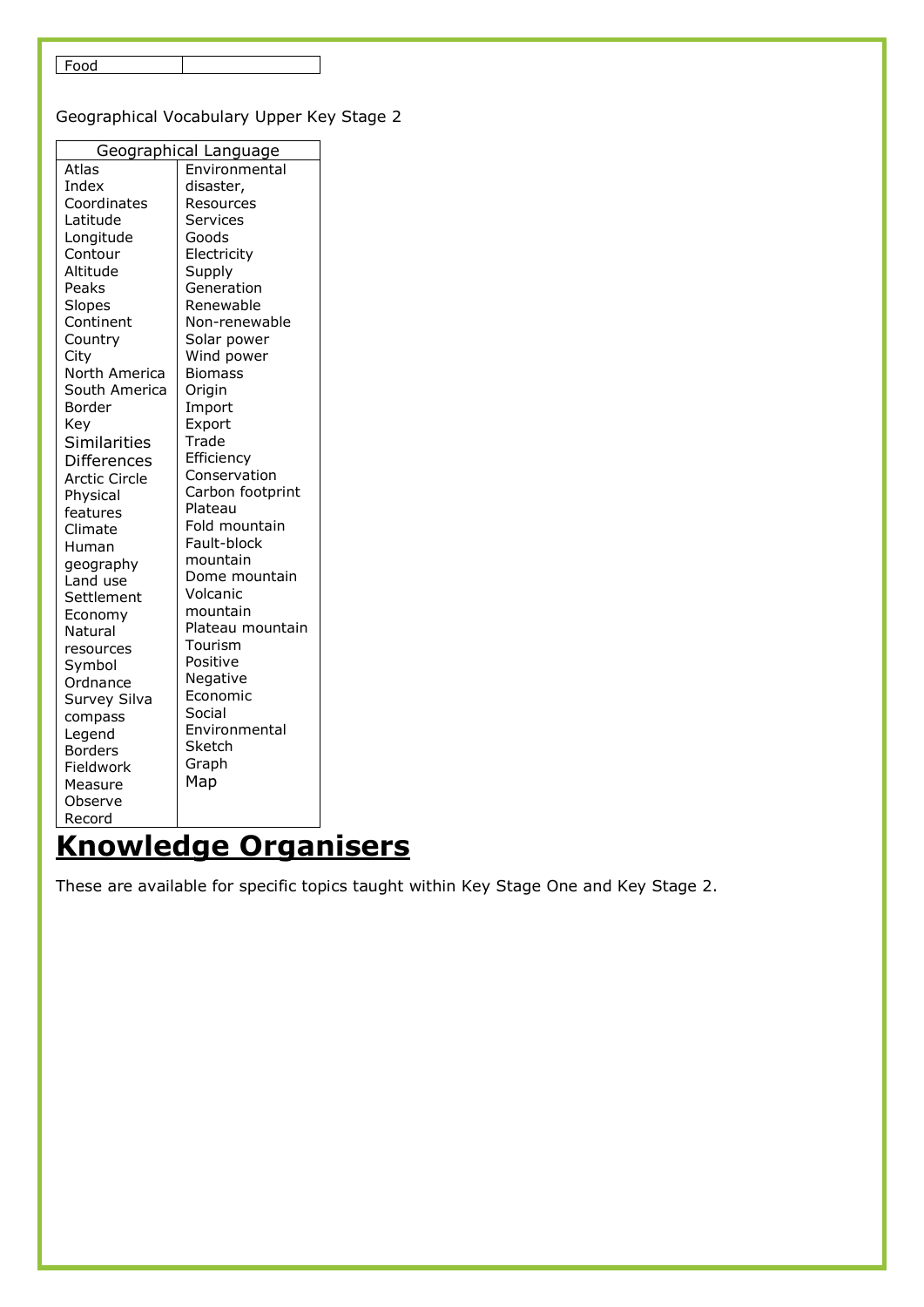| Food | |
|---|---|

Geographical Vocabulary Upper Key Stage 2

| Geographical Language | |
|---|---|
| Atlas<br>Index<br>Coordinates<br>Latitude<br>Longitude<br>Contour<br>Altitude<br>Peaks<br>Slopes<br>Continent<br>Country<br>City<br>North America<br>South America<br>Border<br>Key<br>Similarities<br>Differences<br>Arctic Circle<br>Physical features<br>Climate<br>Human geography<br>Land use<br>Settlement<br>Economy<br>Natural resources<br>Symbol<br>Ordnance Survey Silva compass<br>Legend<br>Borders<br>Fieldwork<br>Measure<br>Observe<br>Record | Environmental disaster,<br>Resources<br>Services<br>Goods<br>Electricity<br>Supply<br>Generation<br>Renewable<br>Non-renewable<br>Solar power<br>Wind power<br>Biomass<br>Origin<br>Import<br>Export<br>Trade<br>Efficiency<br>Conservation<br>Carbon footprint<br>Plateau<br>Fold mountain<br>Fault-block mountain<br>Dome mountain<br>Volcanic mountain<br>Plateau mountain<br>Tourism<br>Positive<br>Negative<br>Economic<br>Social<br>Environmental<br>Sketch<br>Graph<br>Map |

# **Knowledge Organisers**

These are available for specific topics taught within Key Stage One and Key Stage 2.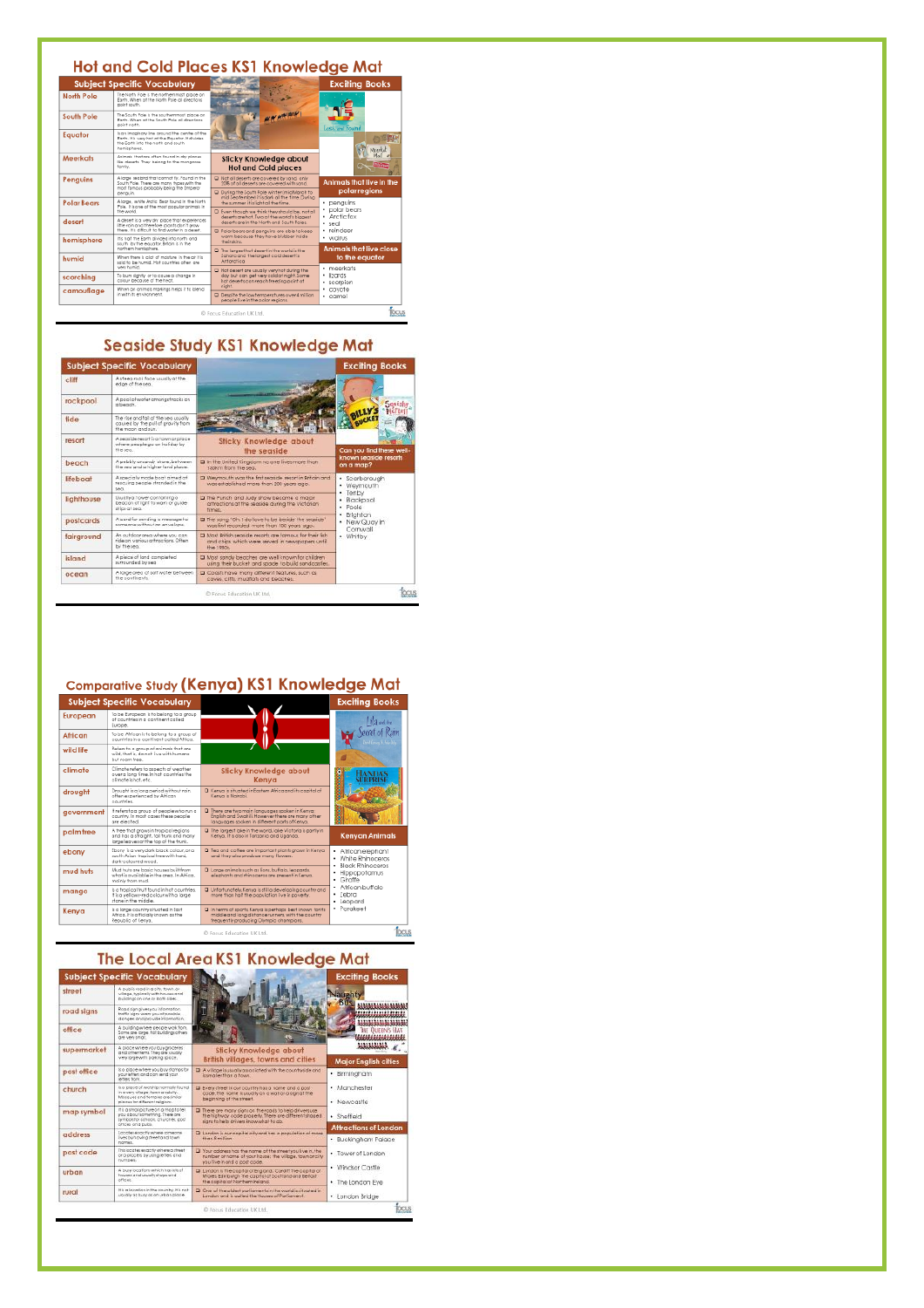# Hot and Cold Places KS1 Knowledge Mat

| Subject Specific Vocabulary | |
|---|---|
| North Pole | The North Pole is the northernmost place on Earth. When at the North Pole all directions point south. |
| South Pole | The South Pole is the southernmost place on Earth. When at the South Pole all directions point north. |
| Equator | is an imaginary line around the centre of the Earth. It's very hot at the Equator. It divides the Earth into the north and south hemisphere. |
| Meerkats | Animals that are often found in dry places like deserts. They belong to the mongoose family. |
| Penguins | A large seabird that cannot fly. Found in the South Pole. There are many types with the most famous probably being the Emperor penguin. |
| Polar Bears | A large, white Arctic Bear found in the North Pole. It's one of the most popular animals in the world. |
| desert | A desert is a very dry place that experiences little or no rainfall. Few plants can grow there. It's difficult to find water in a desert. |
| hemisphere | It's half the Earth divided into north and south by the equator. Britain is in the northern hemisphere. |
| humid | When there is a lot of moisture in the air it is said to be humid. Hot countries often are very humid. |
| scorching | To burn slightly or to cause a change in colour because of the heat. |
| camouflage | When an animal's markings helps it to blend in with its environment. |

## Sticky Knowledge about Hot and Cold places

- Not all deserts are covered by sand, only 20% of all deserts are covered with sand.
- During the South Pole winter (mid March to mid September) it's dark all the time. During the summer it's light all the time.
- Even though we think they should be, not all deserts are hot. Two of the world's biggest deserts are in the North and South Poles.
- Polar bears and penguins are able to keep warm because they have blubber inside them/skins.
- The largest hot desert in the world is the Sahara and the largest cold desert is Antarctica.
- Hot deserts are usually very hot during the day but can get very cold at night. Some hot deserts can reach freezing point at night.
- Despite the low temperatures over 4 million people live in the polar regions.

## Exciting Books

- Lost and Found
- Meerkat Mail

## Animals that live in the polar regions

- penguins
- polar bears
- Arctic fox
- seal
- reindeer
- walrus

## Animals that live close to the equator

- meerkats
- lizards
- scorpion
- coyote
- camel

© Focus Education UK Ltd.

# Seaside Study KS1 Knowledge Mat

| Subject Specific Vocabulary | |
|---|---|
| cliff | A steep rock face usually at the edge of the sea. |
| rockpool | A pool of water amongst rocks on a beach. |
| tide | The rise and fall of the sea usually caused by the pull of gravity from the moon and sun. |
| resort | A seaside resort is a town or place where people go on holiday by the sea. |
| beach | A pebbly or sandy shore, between the sea and a higher land place. |
| lifeboat | A specially made boat aimed at rescuing people stranded in the sea. |
| lighthouse | Usually a tower containing a beacon of light to warn or guide ships at sea. |
| postcards | A card for sending a message to someone without an envelope. |
| fairground | An outdoor area where you can ride on various attractions. Often by the sea. |
| island | A piece of land completely surrounded by sea. |
| ocean | A large area of salt water between the continents. |

## Sticky Knowledge about the seaside

- In the United Kingdom no one lives more than 70km from the sea.
- Weymouth was the first seaside resort in Britain and was established more than 200 years ago.
- The Punch and Judy show became a major attractions at the seaside during the Victorian times.
- The song 'Oh I do love to be beside the seaside' was first recorded more than 100 years ago.
- Most British seaside resorts are famous for their fish and chips which were served in newspapers until the 1980s.
- Most sandy beaches are well known for children using their bucket and spade to build sandcastles.
- Coasts have many different features, such as caves, cliffs, mudflats and beaches.

## Exciting Books

- Billy's Bucket
- Seaside Poems

## Can you find these well-known seaside resorts on a map?

- Scarborough
- Weymouth
- Tenby
- Blackpool
- Poole
- Brighton
- New Quay in Cornwall
- Whitby

© Focus Education UK Ltd.

# Comparative Study (Kenya) KS1 Knowledge Mat

| Subject Specific Vocabulary | |
|---|---|
| European | To be European is to belong to a group of countries in a continent called Europe. |
| African | To be African is to belong to a group of countries in a continent called Africa. |
| wildlife | Refers to a group of animals that are wild, that is, do not live with humans but roam free. |
| climate | Climate refers to aspects of weather over a long time. In hot countries the climate is hot, etc. |
| drought | Drought is a long period without rain often experienced by African countries. |
| government | It refers to a group of people who run a country. In most cases these people are elected. |
| palmtree | A tree that grows in tropical regions and has a straight, tall trunk and many large leaves at the top of the trunk. |
| ebony | Ebony is a very dark black colour, or a south Asian tropical tree with hard, dark-coloured wood. |
| mud huts | Mud huts are basic houses built from what is available in the area. In Africa, mainly from mud. |
| mango | Is a tropical fruit found in hot countries. It is a yellow-reddish colour with a large stone in the middle. |
| Kenya | Is a large country situated in East Africa. It is officially known as the Republic of Kenya. |

## Sticky Knowledge about Kenya

- Kenya is situated in Eastern Africa and its capital is Nairobi.
- There are two main languages spoken in Kenya, English and Swahili. However there are many other languages spoken in different parts of Kenya.
- The largest lake in the world, Lake Victoria is partly in Kenya. It's also in Tanzania and Uganda.
- Tea and coffee are important plants grown in Kenya and they also produce many flowers.
- Large animals such as lions, buffalo, leopards, elephants and rhinoceros are present in Kenya.
- Unfortunately Kenya is still a developing country and more than half the population live in poverty.
- In terms of sports Kenya is perhaps best known for its middle and long distance runners, with the country frequently producing Olympic champions.

## Exciting Books

- Lila and the Secret of Rain
- Handa's Surprise

## Kenyan Animals

- African elephant
- White Rhinoceros
- Black Rhinoceros
- Hippopotamus
- Giraffe
- African buffalo
- Zebra
- Leopard
- Parakeet

© Focus Education UK Ltd.

# The Local Area KS1 Knowledge Mat

| Subject Specific Vocabulary | |
|---|---|
| street | A public road in a city, town or village, typically with houses and buildings on one or both sides. |
| road signs | Road signs give you information, traffic signs warn you of possible danger and provide information. |
| office | A building where people work from. Some are large tall buildings others are very small. |
| supermarket | A place where you buy groceries and other items. They are usually very large with parking space. |
| post office | Is a place where you buy stamps for your letters and can send your letters from. |
| church | Is a place of worship normally found in every village, town or city. Mosques and temples are also places for different religions. |
| map symbol | It's a small picture on a map to tell you about something. There are symbols for schools, churches, post offices and pubs. |
| address | Locates exactly where someone lives by having the road and town names. |
| post code | This locates exactly where a street or place is by using letters and numbers. |
| urban | A busy location which has lots of houses and usually shops and offices. |
| rural | It's a location in the country. It's not usually as busy as an urban place. |

## Sticky Knowledge about British villages, towns and cities

- A village is usually associated with the countryside and is smaller than a town.
- Every street in our country has a 'name' and a 'post code'. The 'name' is usually on a mark or sign at the beginning of the street.
- There are many signs on the roads to help drivers use the highway code properly. There are different shaped signs to tells drivers know what to do.
- London is our capital city and has a population of more than 8 million.
- Your address has the name of the street you live in, the number or name of your house, the village, town or city you live in and a post code.
- London is the capital of England, Cardiff the capital of Wales, Edinburgh the capital of Scotland and Belfast the capital of Northern Ireland.
- One of the oldest parliaments in the world is situated in London and is called the Houses of Parliament.

## Exciting Books

- Naughty Bus
- The Queen's Hat

## Major English cities

- Birmingham
- Manchester
- Newcastle
- Sheffield

## Attractions of London

- Buckingham Palace
- Tower of London
- Windsor Castle
- The London Eye
- London Bridge

© Focus Education UK Ltd.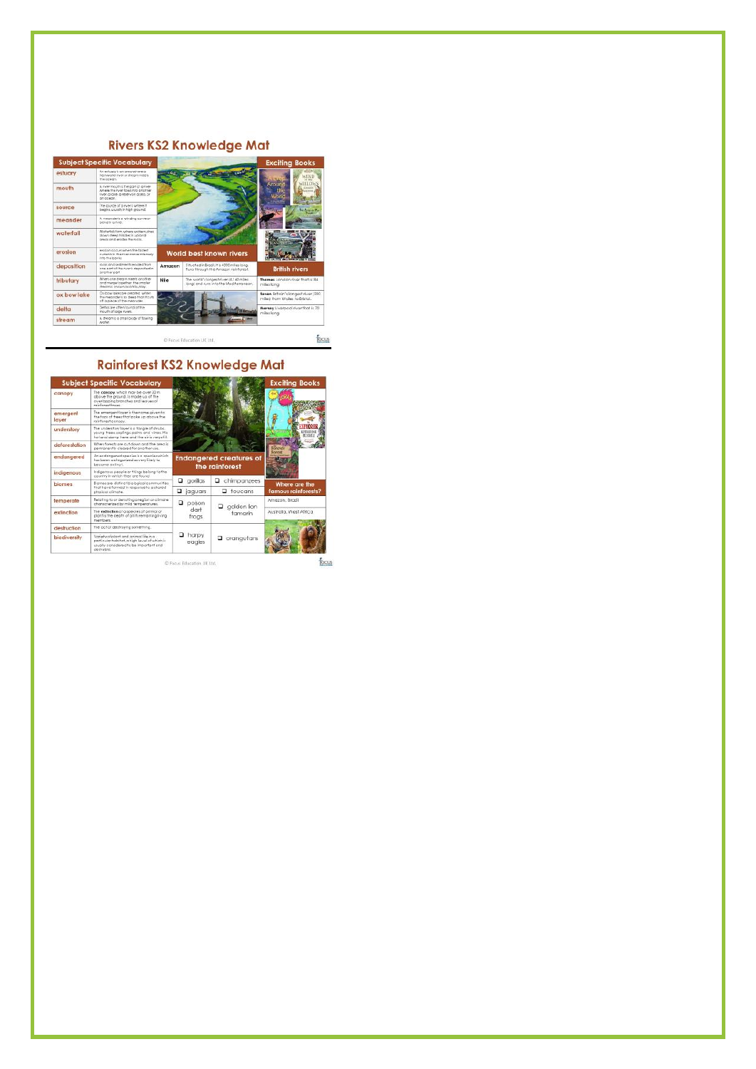## Rivers KS2 Knowledge Mat

| Subject Specific Vocabulary | |
|---|---|
| estuary | An estuary is an area where a freshwater river or stream meets the ocean. |
| mouth | A river mouth is the part of a river where the river flows into another river, a lake, a reservoir, a sea, or an ocean. |
| source | The source of a river is where it begins usually in high ground. |
| meander | A meander is a winding curve or bend in a river. |
| waterfall | Waterfalls form where water rushes down steep hillsides in upland areas and erodes the rocks. |
| erosion | Erosion occurs when the fastest current in the river flows into the banks. |
| deposition | Rock and sediment eroded from one part of the river's deposited in another part. |
| tributary | When one stream meets another and merge together the smaller stream is known as tributary. |
| ox bow lake | Ox bow lakes are created when the meanders so deep that it cuts off a piece of the meander. |
| delta | Deltas are often found at the mouth of large rivers. |
| stream | A stream is a small body of flowing water. |

### Exciting Books

### World best known rivers

| | |
|---|---|
| Amazon | Situated in Brazil it is 4000 miles long; flows through the Amazon rainforest. |
| Nile | The world's longest river (4,160 miles long) and runs into the Mediterranean. |

### British rivers

- **Thames** London river that is 184 miles long
- **Severn** Britain's longest river (220 miles) from Wales to Bristol.
- **Mersey** Liverpool river that is 70 miles long

© Focus Education UK Ltd.

## Rainforest KS2 Knowledge Mat

| Subject Specific Vocabulary | |
|---|---|
| canopy | The **canopy** which may be over 30 m above the ground, is made up of the overlapping branches and leaves of rainforest trees. |
| emergent layer | The emergent layer is the name given to the tops of trees that poke up above the rainforest canopy. |
| understory | The understory layer is a tangle of shrubs, young trees, saplings, palms and vines. It is hot and damp here and the air is very still. |
| deforestation | When forests are cut down and the area is permanently cleared for another use. |
| endangered | An endangered species is a species which has been categorized as very likely to become extinct. |
| indigenous | Indigenous people or things belong to the country in which they are found. |
| biomes | Biomes are distinct biological communities that have formed in response to a shared physical climate. |
| temperate | Relating to or denoting a region or climate characterized by mild temperatures. |
| extinction | The **extinction** of a species of animal or plant is the death of all its remaining living members. |
| destruction | The act of destroying something. |
| biodiversity | Variety of plant and animal life in a particular habitat, a high level of which is usually considered to be important and desirable. |

### Exciting Books

### Endangered creatures of the rainforest

| | |
|---|---|
| ❑ gorillas | ❑ chimpanzees |
| ❑ jaguars | ❑ toucans |
| ❑ poison dart frogs | ❑ golden lion tamarin |
| ❑ harpy eagles | ❑ orangutans |

### Where are the famous rainforests?

Amazon, Brazil

Australia, West Africa

© Focus Education UK Ltd.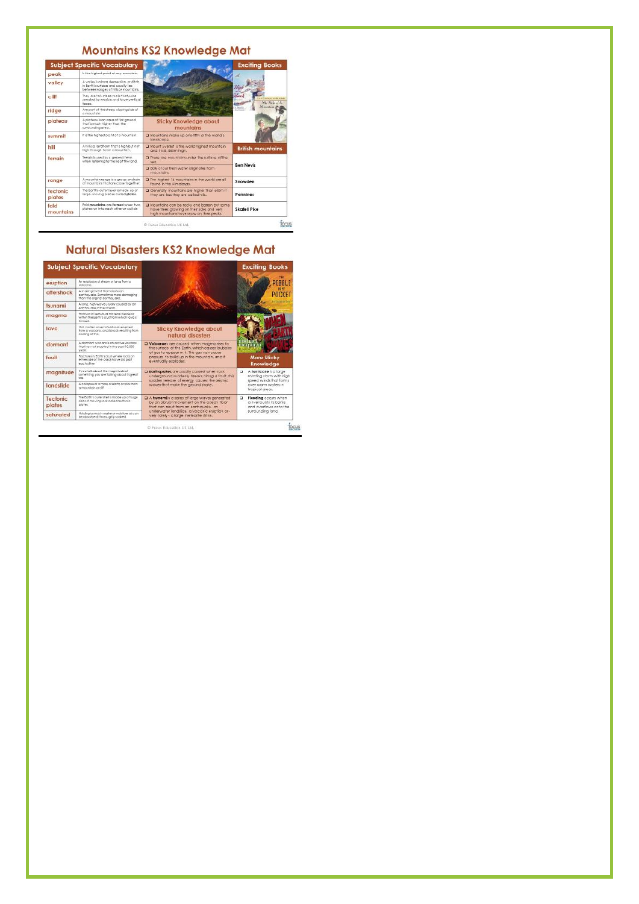# Mountains KS2 Knowledge Mat

| Subject Specific Vocabulary | |
|---|---|
| peak | Is the highest point of any mountain. |
| valley | A valley is a long depression, or ditch, in Earth's surface and usually lies between ranges of hills or mountains. |
| cliff | They are tall, steep rocks that were created by erosion and have vertical faces. |
| ridge | Are part of the steep sloping side of a mountain. |
| plateau | A plateau is an area of flat ground that is much higher than the surrounding area. |
| summit | It is the highest point of a mountain |
| hill | A hill is a landform that is higher but not high enough to be a mountain. |
| terrain | Terrain is used as a general term when referring to the lie of the land. |
| range | A mountain range is a group or chain of mountains that are close together. |
| tectonic plates | The Earth's outer layer is made up of large, moving pieces called **plates**. |
| fold mountains | Fold **mountains** are **formed** when two plates run into each other or collide |

## Sticky Knowledge about mountains

- Mountains make up one-fifth of the world's landscape.
- Mount Everest is the world highest mountain and it is 8,850m high.
- There are mountains under the surface of the sea.
- 80% of our fresh water originates from mountains.
- The highest 14 mountains in the world are all found in the Himalayas.
- Generally mountains are higher than 600m if they are less they are called hills.
- Mountains can be rocky and barren but some have trees growing on their sides and very high mountains have snow on their peaks.

## Exciting Books

## British mountains

- Ben Nevis
- Snowden
- Pennines
- Skafell Pike

© Focus Education UK Ltd.

# Natural Disasters KS2 Knowledge Mat

| Subject Specific Vocabulary | |
|---|---|
| eruption | An explosion of steam or lava from a volcano. |
| aftershock | A smaller event that follows an earthquake. Sometimes more damaging than the original earthquake. |
| tsunami | A long, high wave usually caused by an earthquake in the ocean. |
| magma | Hot fluid or semi-fluid material below or within the Earth's crust from which lava is formed. |
| lava | Hot, molten or semi-fluid rock erupted from a volcano, or solid rock resulting from cooling of this. |
| dormant | A dormant volcano is an active volcano that has not erupted in the past 10,000 years. |
| fault | Fractures in Earth's crust where rocks on either side of the crack have slid past each other. |
| magnitude | If you talk about the magnitude of something, you are talking about its great size. |
| landslide | A collapse of a mass of earth or rock from a mountain or cliff |
| Tectonic plates | The Earth's outer shell is made up of huge slabs of moving rock called tectonic plates. |
| saturated | Holding as much water or moisture as can be absorbed; thoroughly soaked. |

## Sticky Knowledge about natural disasters

- **Volcanoes** are caused when magma rises to the surface of the Earth, which causes bubbles of gas to appear in it. This gas can cause pressure to build up in the mountain, and it eventually explodes.
- **Earthquakes** are usually caused when rock underground suddenly breaks along a fault. This sudden release of energy causes the seismic waves that make the ground shake.
- A **tsunami** is a series of large waves generated by an abrupt movement on the ocean floor that can result from an earthquake, an underwater landslide, a volcanic eruption or-very rarely - a large meteorite strike.

## Exciting Books

## More Sticky Knowledge

- A **hurricane** is a large rotating storm with high speed winds that forms over warm waters in tropical areas.
- **Flooding** occurs when a river bursts its banks and overflows onto the surrounding land.

© Focus Education UK Ltd.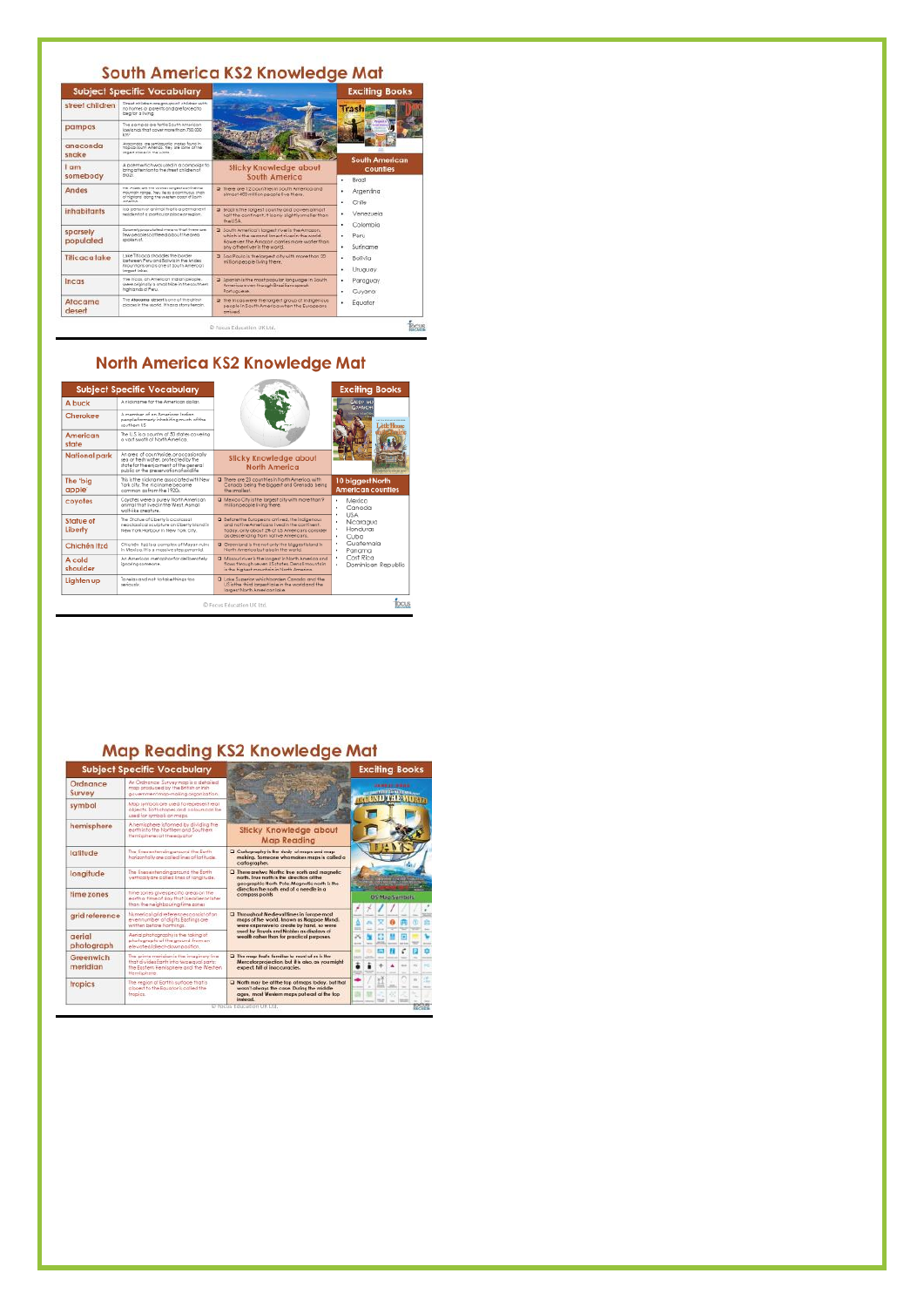# South America KS2 Knowledge Mat

## Subject Specific Vocabulary

| | |
|---|---|
| street children | Street children are groups of children with no homes or parents and are forced to beg for a living. |
| pampas | The pampas are fertile South American lowlands that cover more than 750,000 km². |
| anaconda snake | Anacondas are semiaquatic snakes found in tropical South America. They are some of the largest snakes in the world. |
| I am somebody | A poem which was used in a campaign to bring attention to the street children of Brazil. |
| Andes | The Andes are the world's longest continental mountain range. They lie as a continuous chain of highland along the western coast of South America. |
| inhabitants | An person or animal that is a permanent resident of a particular place or region. |
| sparsely populated | Sparsely populated means that there are few people scattered about the area spoken of. |
| Titicaca lake | Lake Titicaca straddles the border between Peru and Bolivia in the Andes Mountains and is one of South America's largest lakes. |
| Incas | The Incas, an American Indian people, were originally a small tribe in the southern highlands of Peru. |
| Atacama desert | The Atacama desert is one of the driest places in the world. It has a stony terrain. |

## Sticky Knowledge about South America

- There are 12 countries in South America and almost 400 million people live there.
- Brazil is the largest country and covers almost half the continent. It is only slightly smaller than the USA.
- South America's largest river is the Amazon, which is the second longest river in the world. However the Amazon carries more water than any other river in the world.
- Sao Paulo is the largest city with more than 20 million people living there.
- Spanish is the most popular language in South America even though Brazil are speak Portuguese.
- The Incas were the largest group of indigenous people in South America when the Europeans arrived.

## Exciting Books

## South American counties

- Brazil
- Argentina
- Chile
- Venezuela
- Colombia
- Peru
- Suriname
- Bolivia
- Uruguay
- Paraguay
- Guyana
- Equator

© Focus Education UK Ltd.

# North America KS2 Knowledge Mat

## Subject Specific Vocabulary

| | |
|---|---|
| A buck | A nickname for the American dollar. |
| Cherokee | A member of an American Indian people formerly inhabiting much of the southern US. |
| American state | The U.S. is a country of 50 states covering a vast swath of North America. |
| National park | An area of countryside, or occasionally sea or fresh water, protected by the state for the enjoyment of the general public or the preservation of wildlife. |
| The 'big apple' | This is the nickname associated with New York City. The nickname became common as from the 1920s. |
| coyotes | Coyotes were a purely North American animal that lived in the West. A small wolf-like creature. |
| Statue of Liberty | The Statue of Liberty is a colossal neoclassical sculpture on Liberty Island in New York Harbour in New York City. |
| Chichén Itzá | Chichén Itzá is a complex of Mayan ruins in Mexico. It is a massive step pyramid. |
| A cold shoulder | An American metaphor for deliberately ignoring someone. |
| Lighten up | To relax and not take things too seriously. |

## Sticky Knowledge about North America

- There are 23 countries in North America with Canada being the biggest and Grenada being the smallest.
- Mexico City is the largest city with more than 9 million people living there.
- Before the Europeans arrived, the indigenous and native Americans lived in the continent. Today, only about 2% of US Americans consider themselves descending from native Americans.
- Greenland is the not only the biggest island in North America but also in the world.
- Mississippi river is the longest in North America and flows through seven US states. Denali mountain is the highest mountain in North America.
- Lake Superior which borders Canada and the US is the third largest lake in the world and the largest North American lake.

## Exciting Books

## 10 biggest North American counties

- Mexico
- Canada
- USA
- Nicaragua
- Honduras
- Cuba
- Guatemala
- Panama
- Cost Rica
- Dominican Republic

© Focus Education UK Ltd.

# Map Reading KS2 Knowledge Mat

## Subject Specific Vocabulary

| | |
|---|---|
| Ordnance Survey | An Ordnance Survey map is a detailed map produced by the British or Irish government map-making organisation. |
| symbol | Map symbols are used to represent real objects. Both shapes and colours can be used for symbols on maps. |
| hemisphere | A hemisphere is formed by dividing the earth into the Northern and Southern hemispheres at the equator. |
| latitude | The lines extending around the Earth horizontally are called lines of latitude. |
| longitude | The lines extending around the Earth vertically are called lines of longitude. |
| time zones | Time zones gives specific areas on the earth a time of day that is earlier or later than the neighbouring time zones. |
| grid reference | Numerical grid references consist of an even number of digits. Eastings are written before Northings. |
| aerial photograph | Aerial photography is the taking of photographs of the ground from an elevated/direct-down position. |
| Greenwich meridian | The prime meridian is the imaginary line that divides Earth into two equal parts: the Eastern Hemisphere and the Western Hemisphere. |
| tropics | The region of Earth's surface that is closest to the Equator is called the tropics. |

## Sticky Knowledge about Map Reading

- Cartography is the study of maps and map making. Someone who makes maps is called a cartographer.
- There are two Norths: true north and magnetic north. True north is the direction of the geographic North Pole. Magnetic north is the direction the north end of a needle in a compass points.
- Throughout Medieval times in Europe most maps of the world, known as Mappae Mundi, were expensive to create by hand, so were used by Royals and Nobles as displays of wealth rather than for practical purposes.
- The map that's familiar to most of us is the Mercator projection; but it's also, as you might expect, full of inaccuracies.
- North may be at the top of maps today, but that wasn't always the case. During the middle ages, most Western maps put east at the top instead.

## Exciting Books

## OS Map Symbols

© Focus Education UK Ltd.